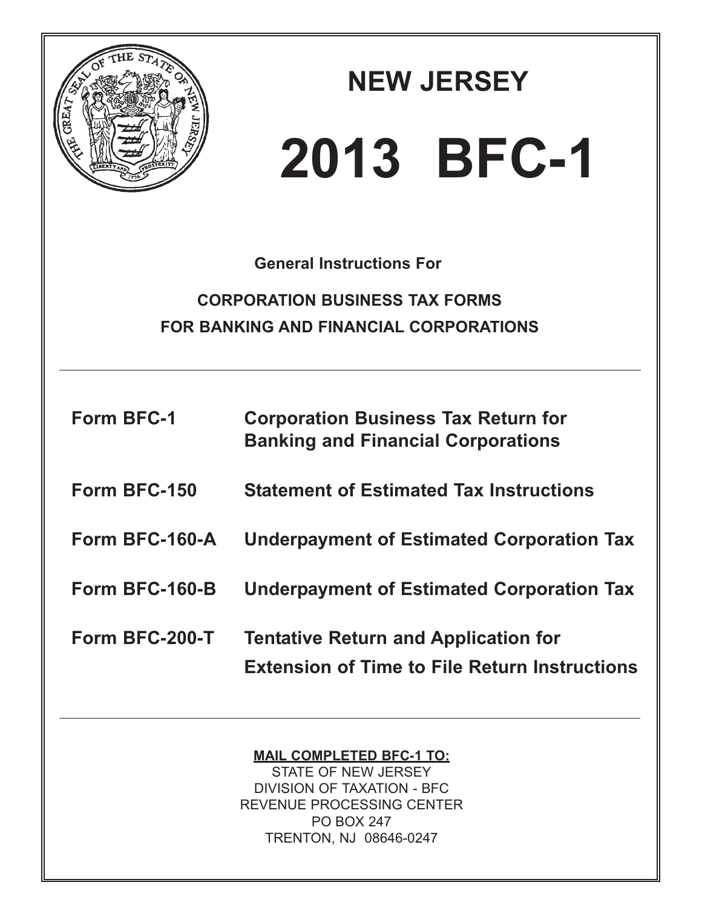# NEW JERSEY

# 2013 BFC-1

**General Instructions For**

**CORPORATION BUSINESS TAX FORMS**
**FOR BANKING AND FINANCIAL CORPORATIONS**

---

| | |
|---|---|
| **Form BFC-1** | **Corporation Business Tax Return for Banking and Financial Corporations** |
| **Form BFC-150** | **Statement of Estimated Tax Instructions** |
| **Form BFC-160-A** | **Underpayment of Estimated Corporation Tax** |
| **Form BFC-160-B** | **Underpayment of Estimated Corporation Tax** |
| **Form BFC-200-T** | **Tentative Return and Application for Extension of Time to File Return Instructions** |

---

**MAIL COMPLETED BFC-1 TO:**

STATE OF NEW JERSEY
DIVISION OF TAXATION - BFC
REVENUE PROCESSING CENTER
PO BOX 247
TRENTON, NJ 08646-0247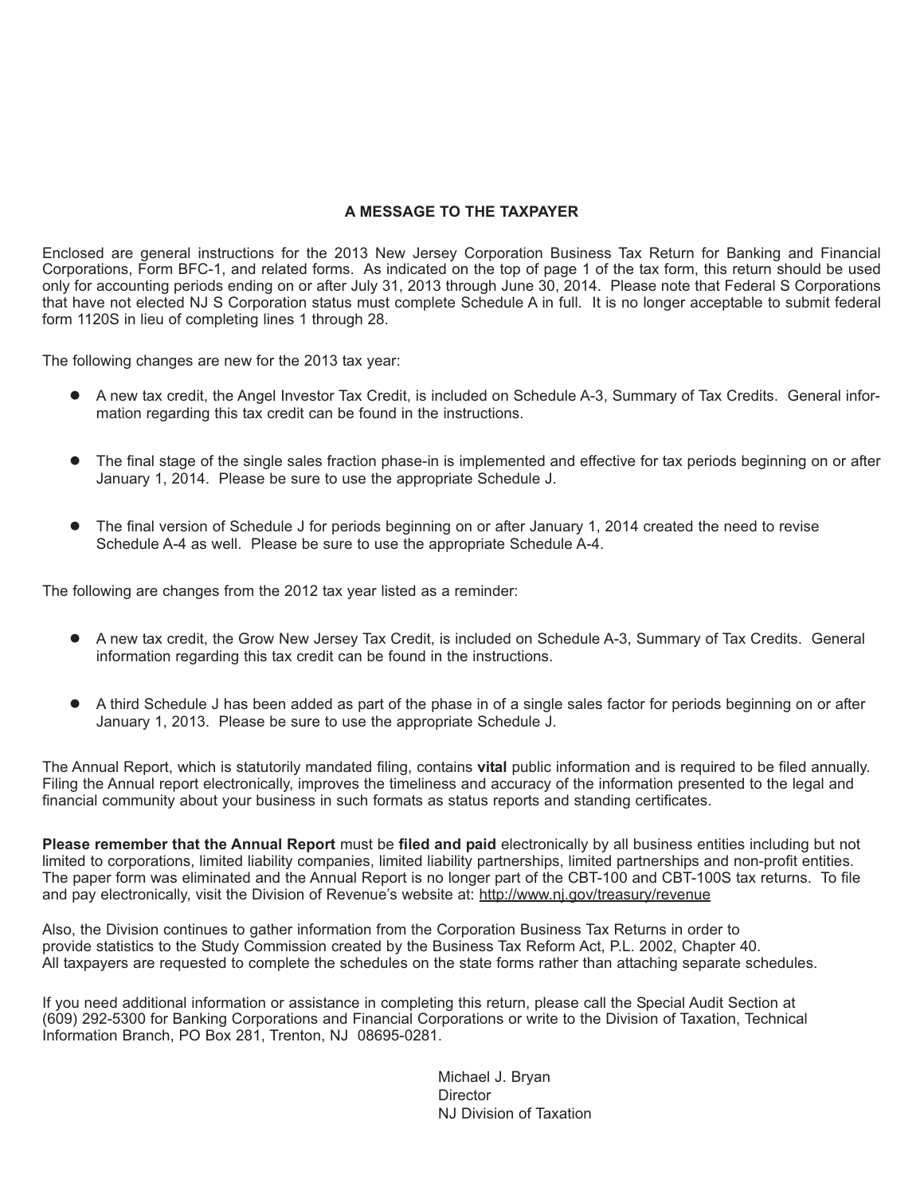## A MESSAGE TO THE TAXPAYER

Enclosed are general instructions for the 2013 New Jersey Corporation Business Tax Return for Banking and Financial Corporations, Form BFC-1, and related forms. As indicated on the top of page 1 of the tax form, this return should be used only for accounting periods ending on or after July 31, 2013 through June 30, 2014. Please note that Federal S Corporations that have not elected NJ S Corporation status must complete Schedule A in full. It is no longer acceptable to submit federal form 1120S in lieu of completing lines 1 through 28.

The following changes are new for the 2013 tax year:

- A new tax credit, the Angel Investor Tax Credit, is included on Schedule A-3, Summary of Tax Credits. General information regarding this tax credit can be found in the instructions.
- The final stage of the single sales fraction phase-in is implemented and effective for tax periods beginning on or after January 1, 2014. Please be sure to use the appropriate Schedule J.
- The final version of Schedule J for periods beginning on or after January 1, 2014 created the need to revise Schedule A-4 as well. Please be sure to use the appropriate Schedule A-4.

The following are changes from the 2012 tax year listed as a reminder:

- A new tax credit, the Grow New Jersey Tax Credit, is included on Schedule A-3, Summary of Tax Credits. General information regarding this tax credit can be found in the instructions.
- A third Schedule J has been added as part of the phase in of a single sales factor for periods beginning on or after January 1, 2013. Please be sure to use the appropriate Schedule J.

The Annual Report, which is statutorily mandated filing, contains **vital** public information and is required to be filed annually. Filing the Annual report electronically, improves the timeliness and accuracy of the information presented to the legal and financial community about your business in such formats as status reports and standing certificates.

**Please remember that the Annual Report** must be **filed and paid** electronically by all business entities including but not limited to corporations, limited liability companies, limited liability partnerships, limited partnerships and non-profit entities. The paper form was eliminated and the Annual Report is no longer part of the CBT-100 and CBT-100S tax returns. To file and pay electronically, visit the Division of Revenue's website at: http://www.nj.gov/treasury/revenue

Also, the Division continues to gather information from the Corporation Business Tax Returns in order to provide statistics to the Study Commission created by the Business Tax Reform Act, P.L. 2002, Chapter 40. All taxpayers are requested to complete the schedules on the state forms rather than attaching separate schedules.

If you need additional information or assistance in completing this return, please call the Special Audit Section at (609) 292-5300 for Banking Corporations and Financial Corporations or write to the Division of Taxation, Technical Information Branch, PO Box 281, Trenton, NJ 08695-0281.

Michael J. Bryan
Director
NJ Division of Taxation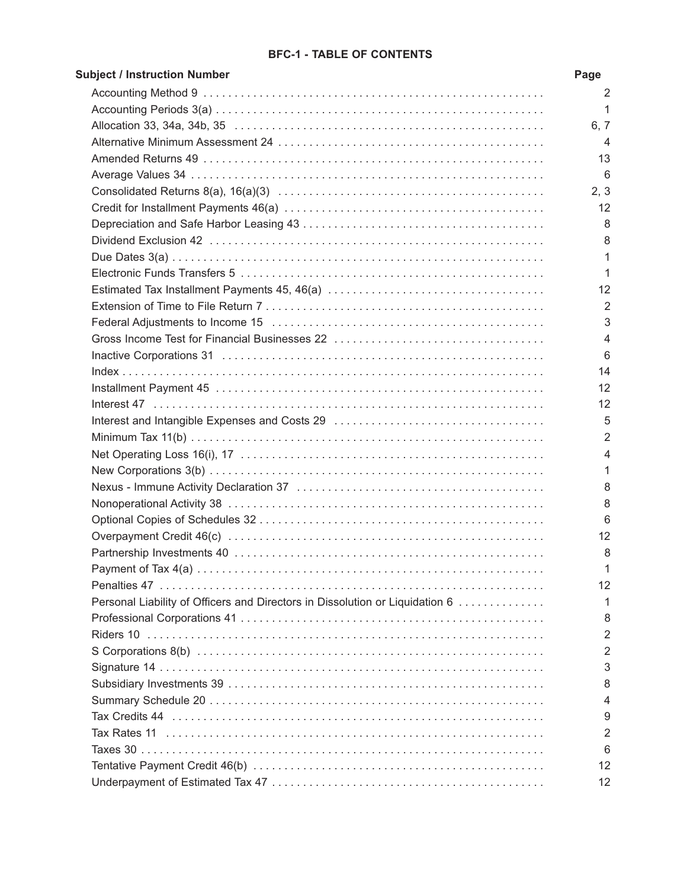## BFC-1 - TABLE OF CONTENTS

| Subject / Instruction Number | Page |
|---|---|
| Accounting Method 9 | 2 |
| Accounting Periods 3(a) | 1 |
| Allocation 33, 34a, 34b, 35 | 6, 7 |
| Alternative Minimum Assessment 24 | 4 |
| Amended Returns 49 | 13 |
| Average Values 34 | 6 |
| Consolidated Returns 8(a), 16(a)(3) | 2, 3 |
| Credit for Installment Payments 46(a) | 12 |
| Depreciation and Safe Harbor Leasing 43 | 8 |
| Dividend Exclusion 42 | 8 |
| Due Dates 3(a) | 1 |
| Electronic Funds Transfers 5 | 1 |
| Estimated Tax Installment Payments 45, 46(a) | 12 |
| Extension of Time to File Return 7 | 2 |
| Federal Adjustments to Income 15 | 3 |
| Gross Income Test for Financial Businesses 22 | 4 |
| Inactive Corporations 31 | 6 |
| Index | 14 |
| Installment Payment 45 | 12 |
| Interest 47 | 12 |
| Interest and Intangible Expenses and Costs 29 | 5 |
| Minimum Tax 11(b) | 2 |
| Net Operating Loss 16(i), 17 | 4 |
| New Corporations 3(b) | 1 |
| Nexus - Immune Activity Declaration 37 | 8 |
| Nonoperational Activity 38 | 8 |
| Optional Copies of Schedules 32 | 6 |
| Overpayment Credit 46(c) | 12 |
| Partnership Investments 40 | 8 |
| Payment of Tax 4(a) | 1 |
| Penalties 47 | 12 |
| Personal Liability of Officers and Directors in Dissolution or Liquidation 6 | 1 |
| Professional Corporations 41 | 8 |
| Riders 10 | 2 |
| S Corporations 8(b) | 2 |
| Signature 14 | 3 |
| Subsidiary Investments 39 | 8 |
| Summary Schedule 20 | 4 |
| Tax Credits 44 | 9 |
| Tax Rates 11 | 2 |
| Taxes 30 | 6 |
| Tentative Payment Credit 46(b) | 12 |
| Underpayment of Estimated Tax 47 | 12 |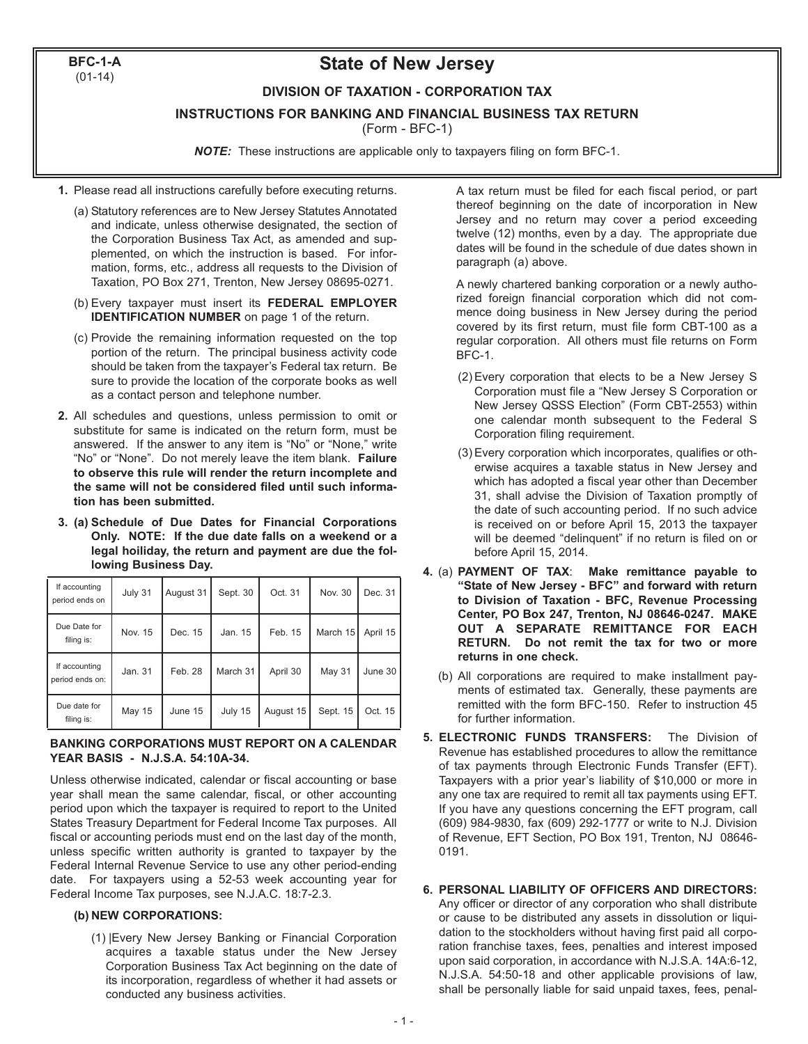**BFC-1-A**
(01-14)

# State of New Jersey

### DIVISION OF TAXATION - CORPORATION TAX

### INSTRUCTIONS FOR BANKING AND FINANCIAL BUSINESS TAX RETURN

(Form - BFC-1)

***NOTE:*** These instructions are applicable only to taxpayers filing on form BFC-1.

**1.** Please read all instructions carefully before executing returns.

(a) Statutory references are to New Jersey Statutes Annotated and indicate, unless otherwise designated, the section of the Corporation Business Tax Act, as amended and supplemented, on which the instruction is based. For information, forms, etc., address all requests to the Division of Taxation, PO Box 271, Trenton, New Jersey 08695-0271.

(b) Every taxpayer must insert its **FEDERAL EMPLOYER IDENTIFICATION NUMBER** on page 1 of the return.

(c) Provide the remaining information requested on the top portion of the return. The principal business activity code should be taken from the taxpayer's Federal tax return. Be sure to provide the location of the corporate books as well as a contact person and telephone number.

**2.** All schedules and questions, unless permission to omit or substitute for same is indicated on the return form, must be answered. If the answer to any item is "No" or "None," write "No" or "None". Do not merely leave the item blank. **Failure to observe this rule will render the return incomplete and the same will not be considered filed until such information has been submitted.**

**3. (a) Schedule of Due Dates for Financial Corporations Only. NOTE: If the due date falls on a weekend or a legal hoiliday, the return and payment are due the following Business Day.**

| | | | | | | |
|---|---|---|---|---|---|---|
| If accounting period ends on | July 31 | August 31 | Sept. 30 | Oct. 31 | Nov. 30 | Dec. 31 |
| Due Date for filing is: | Nov. 15 | Dec. 15 | Jan. 15 | Feb. 15 | March 15 | April 15 |
| If accounting period ends on: | Jan. 31 | Feb. 28 | March 31 | April 30 | May 31 | June 30 |
| Due date for filing is: | May 15 | June 15 | July 15 | August 15 | Sept. 15 | Oct. 15 |

**BANKING CORPORATIONS MUST REPORT ON A CALENDAR YEAR BASIS - N.J.S.A. 54:10A-34.**

Unless otherwise indicated, calendar or fiscal accounting or base year shall mean the same calendar, fiscal, or other accounting period upon which the taxpayer is required to report to the United States Treasury Department for Federal Income Tax purposes. All fiscal or accounting periods must end on the last day of the month, unless specific written authority is granted to taxpayer by the Federal Internal Revenue Service to use any other period-ending date. For taxpayers using a 52-53 week accounting year for Federal Income Tax purposes, see N.J.A.C. 18:7-2.3.

**(b) NEW CORPORATIONS:**

(1) |Every New Jersey Banking or Financial Corporation acquires a taxable status under the New Jersey Corporation Business Tax Act beginning on the date of its incorporation, regardless of whether it had assets or conducted any business activities.

A tax return must be filed for each fiscal period, or part thereof beginning on the date of incorporation in New Jersey and no return may cover a period exceeding twelve (12) months, even by a day. The appropriate due dates will be found in the schedule of due dates shown in paragraph (a) above.

A newly chartered banking corporation or a newly authorized foreign financial corporation which did not commence doing business in New Jersey during the period covered by its first return, must file form CBT-100 as a regular corporation. All others must file returns on Form BFC-1.

(2) Every corporation that elects to be a New Jersey S Corporation must file a "New Jersey S Corporation or New Jersey QSSS Election" (Form CBT-2553) within one calendar month subsequent to the Federal S Corporation filing requirement.

(3) Every corporation which incorporates, qualifies or otherwise acquires a taxable status in New Jersey and which has adopted a fiscal year other than December 31, shall advise the Division of Taxation promptly of the date of such accounting period. If no such advice is received on or before April 15, 2013 the taxpayer will be deemed "delinquent" if no return is filed on or before April 15, 2014.

**4.** (a) **PAYMENT OF TAX**: **Make remittance payable to "State of New Jersey - BFC" and forward with return to Division of Taxation - BFC, Revenue Processing Center, PO Box 247, Trenton, NJ 08646-0247. MAKE OUT A SEPARATE REMITTANCE FOR EACH RETURN. Do not remit the tax for two or more returns in one check.**

(b) All corporations are required to make installment payments of estimated tax. Generally, these payments are remitted with the form BFC-150. Refer to instruction 45 for further information.

**5. ELECTRONIC FUNDS TRANSFERS:** The Division of Revenue has established procedures to allow the remittance of tax payments through Electronic Funds Transfer (EFT). Taxpayers with a prior year's liability of $10,000 or more in any one tax are required to remit all tax payments using EFT. If you have any questions concerning the EFT program, call (609) 984-9830, fax (609) 292-1777 or write to N.J. Division of Revenue, EFT Section, PO Box 191, Trenton, NJ 08646-0191.

**6. PERSONAL LIABILITY OF OFFICERS AND DIRECTORS:** Any officer or director of any corporation who shall distribute or cause to be distributed any assets in dissolution or liquidation to the stockholders without having first paid all corporation franchise taxes, fees, penalties and interest imposed upon said corporation, in accordance with N.J.S.A. 14A:6-12, N.J.S.A. 54:50-18 and other applicable provisions of law, shall be personally liable for said unpaid taxes, fees, penal-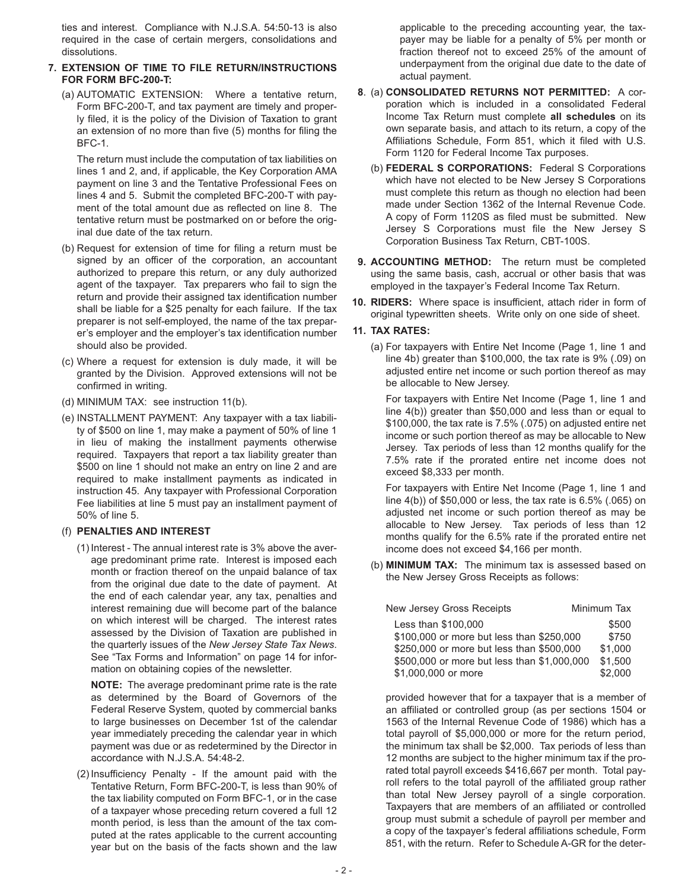ties and interest. Compliance with N.J.S.A. 54:50-13 is also required in the case of certain mergers, consolidations and dissolutions.

**7. EXTENSION OF TIME TO FILE RETURN/INSTRUCTIONS FOR FORM BFC-200-T:**

(a) AUTOMATIC EXTENSION: Where a tentative return, Form BFC-200-T, and tax payment are timely and properly filed, it is the policy of the Division of Taxation to grant an extension of no more than five (5) months for filing the BFC-1.

The return must include the computation of tax liabilities on lines 1 and 2, and, if applicable, the Key Corporation AMA payment on line 3 and the Tentative Professional Fees on lines 4 and 5. Submit the completed BFC-200-T with payment of the total amount due as reflected on line 8. The tentative return must be postmarked on or before the original due date of the tax return.

(b) Request for extension of time for filing a return must be signed by an officer of the corporation, an accountant authorized to prepare this return, or any duly authorized agent of the taxpayer. Tax preparers who fail to sign the return and provide their assigned tax identification number shall be liable for a $25 penalty for each failure. If the tax preparer is not self-employed, the name of the tax preparer's employer and the employer's tax identification number should also be provided.

(c) Where a request for extension is duly made, it will be granted by the Division. Approved extensions will not be confirmed in writing.

(d) MINIMUM TAX: see instruction 11(b).

(e) INSTALLMENT PAYMENT: Any taxpayer with a tax liability of $500 on line 1, may make a payment of 50% of line 1 in lieu of making the installment payments otherwise required. Taxpayers that report a tax liability greater than $500 on line 1 should not make an entry on line 2 and are required to make installment payments as indicated in instruction 45. Any taxpayer with Professional Corporation Fee liabilities at line 5 must pay an installment payment of 50% of line 5.

(f) **PENALTIES AND INTEREST**

(1) Interest - The annual interest rate is 3% above the average predominant prime rate. Interest is imposed each month or fraction thereof on the unpaid balance of tax from the original due date to the date of payment. At the end of each calendar year, any tax, penalties and interest remaining due will become part of the balance on which interest will be charged. The interest rates assessed by the Division of Taxation are published in the quarterly issues of the *New Jersey State Tax News*. See "Tax Forms and Information" on page 14 for information on obtaining copies of the newsletter.

**NOTE:** The average predominant prime rate is the rate as determined by the Board of Governors of the Federal Reserve System, quoted by commercial banks to large businesses on December 1st of the calendar year immediately preceding the calendar year in which payment was due or as redetermined by the Director in accordance with N.J.S.A. 54:48-2.

(2) Insufficiency Penalty - If the amount paid with the Tentative Return, Form BFC-200-T, is less than 90% of the tax liability computed on Form BFC-1, or in the case of a taxpayer whose preceding return covered a full 12 month period, is less than the amount of the tax computed at the rates applicable to the current accounting year but on the basis of the facts shown and the law applicable to the preceding accounting year, the taxpayer may be liable for a penalty of 5% per month or fraction thereof not to exceed 25% of the amount of underpayment from the original due date to the date of actual payment.

**8.** (a) **CONSOLIDATED RETURNS NOT PERMITTED:** A corporation which is included in a consolidated Federal Income Tax Return must complete **all schedules** on its own separate basis, and attach to its return, a copy of the Affiliations Schedule, Form 851, which it filed with U.S. Form 1120 for Federal Income Tax purposes.

(b) **FEDERAL S CORPORATIONS:** Federal S Corporations which have not elected to be New Jersey S Corporations must complete this return as though no election had been made under Section 1362 of the Internal Revenue Code. A copy of Form 1120S as filed must be submitted. New Jersey S Corporations must file the New Jersey S Corporation Business Tax Return, CBT-100S.

**9. ACCOUNTING METHOD:** The return must be completed using the same basis, cash, accrual or other basis that was employed in the taxpayer's Federal Income Tax Return.

**10. RIDERS:** Where space is insufficient, attach rider in form of original typewritten sheets. Write only on one side of sheet.

**11. TAX RATES:**

(a) For taxpayers with Entire Net Income (Page 1, line 1 and line 4b) greater than $100,000, the tax rate is 9% (.09) on adjusted entire net income or such portion thereof as may be allocable to New Jersey.

For taxpayers with Entire Net Income (Page 1, line 1 and line 4(b)) greater than $50,000 and less than or equal to $100,000, the tax rate is 7.5% (.075) on adjusted entire net income or such portion thereof as may be allocable to New Jersey. Tax periods of less than 12 months qualify for the 7.5% rate if the prorated entire net income does not exceed $8,333 per month.

For taxpayers with Entire Net Income (Page 1, line 1 and line 4(b)) of $50,000 or less, the tax rate is 6.5% (.065) on adjusted net income or such portion thereof as may be allocable to New Jersey. Tax periods of less than 12 months qualify for the 6.5% rate if the prorated entire net income does not exceed $4,166 per month.

(b) **MINIMUM TAX:** The minimum tax is assessed based on the New Jersey Gross Receipts as follows:

| New Jersey Gross Receipts | Minimum Tax |
|---|---|
| Less than $100,000 | $500 |
| $100,000 or more but less than $250,000 | $750 |
| $250,000 or more but less than $500,000 | $1,000 |
| $500,000 or more but less than $1,000,000 | $1,500 |
| $1,000,000 or more | $2,000 |

provided however that for a taxpayer that is a member of an affiliated or controlled group (as per sections 1504 or 1563 of the Internal Revenue Code of 1986) which has a total payroll of $5,000,000 or more for the return period, the minimum tax shall be $2,000. Tax periods of less than 12 months are subject to the higher minimum tax if the prorated total payroll exceeds $416,667 per month. Total payroll refers to the total payroll of the affiliated group rather than total New Jersey payroll of a single corporation. Taxpayers that are members of an affiliated or controlled group must submit a schedule of payroll per member and a copy of the taxpayer's federal affiliations schedule, Form 851, with the return. Refer to Schedule A-GR for the deter-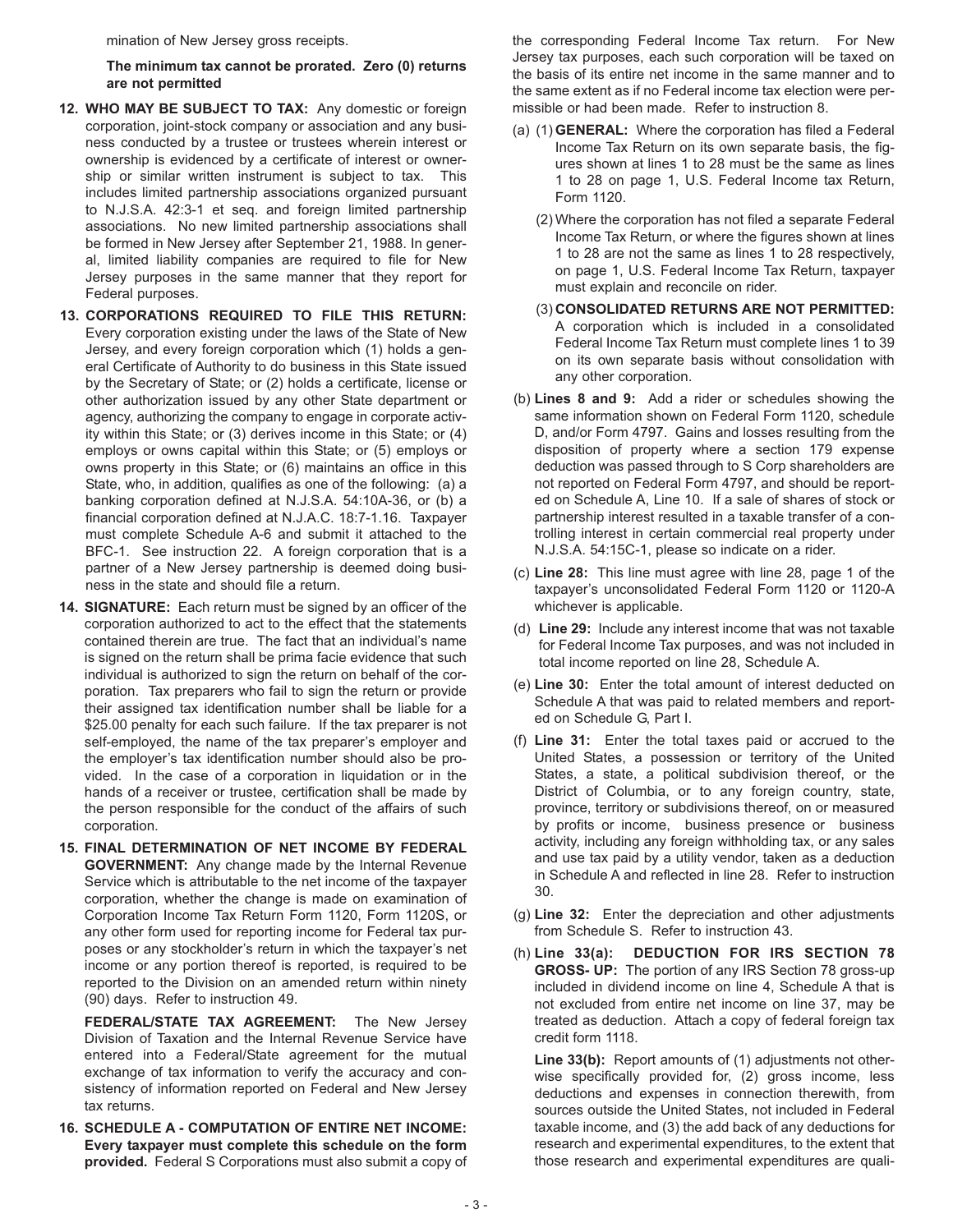mination of New Jersey gross receipts.

**The minimum tax cannot be prorated. Zero (0) returns are not permitted**

**12. WHO MAY BE SUBJECT TO TAX:** Any domestic or foreign corporation, joint-stock company or association and any business conducted by a trustee or trustees wherein interest or ownership is evidenced by a certificate of interest or ownership or similar written instrument is subject to tax. This includes limited partnership associations organized pursuant to N.J.S.A. 42:3-1 et seq. and foreign limited partnership associations. No new limited partnership associations shall be formed in New Jersey after September 21, 1988. In general, limited liability companies are required to file for New Jersey purposes in the same manner that they report for Federal purposes.

**13. CORPORATIONS REQUIRED TO FILE THIS RETURN:** Every corporation existing under the laws of the State of New Jersey, and every foreign corporation which (1) holds a general Certificate of Authority to do business in this State issued by the Secretary of State; or (2) holds a certificate, license or other authorization issued by any other State department or agency, authorizing the company to engage in corporate activity within this State; or (3) derives income in this State; or (4) employs or owns capital within this State; or (5) employs or owns property in this State; or (6) maintains an office in this State, who, in addition, qualifies as one of the following: (a) a banking corporation defined at N.J.S.A. 54:10A-36, or (b) a financial corporation defined at N.J.A.C. 18:7-1.16. Taxpayer must complete Schedule A-6 and submit it attached to the BFC-1. See instruction 22. A foreign corporation that is a partner of a New Jersey partnership is deemed doing business in the state and should file a return.

**14. SIGNATURE:** Each return must be signed by an officer of the corporation authorized to act to the effect that the statements contained therein are true. The fact that an individual's name is signed on the return shall be prima facie evidence that such individual is authorized to sign the return on behalf of the corporation. Tax preparers who fail to sign the return or provide their assigned tax identification number shall be liable for a $25.00 penalty for each such failure. If the tax preparer is not self-employed, the name of the tax preparer's employer and the employer's tax identification number should also be provided. In the case of a corporation in liquidation or in the hands of a receiver or trustee, certification shall be made by the person responsible for the conduct of the affairs of such corporation.

**15. FINAL DETERMINATION OF NET INCOME BY FEDERAL GOVERNMENT:** Any change made by the Internal Revenue Service which is attributable to the net income of the taxpayer corporation, whether the change is made on examination of Corporation Income Tax Return Form 1120, Form 1120S, or any other form used for reporting income for Federal tax purposes or any stockholder's return in which the taxpayer's net income or any portion thereof is reported, is required to be reported to the Division on an amended return within ninety (90) days. Refer to instruction 49.

**FEDERAL/STATE TAX AGREEMENT:** The New Jersey Division of Taxation and the Internal Revenue Service have entered into a Federal/State agreement for the mutual exchange of tax information to verify the accuracy and consistency of information reported on Federal and New Jersey tax returns.

**16. SCHEDULE A - COMPUTATION OF ENTIRE NET INCOME: Every taxpayer must complete this schedule on the form provided.** Federal S Corporations must also submit a copy of the corresponding Federal Income Tax return. For New Jersey tax purposes, each such corporation will be taxed on the basis of its entire net income in the same manner and to the same extent as if no Federal income tax election were permissible or had been made. Refer to instruction 8.

(a) (1) **GENERAL:** Where the corporation has filed a Federal Income Tax Return on its own separate basis, the figures shown at lines 1 to 28 must be the same as lines 1 to 28 on page 1, U.S. Federal Income tax Return, Form 1120.

(2) Where the corporation has not filed a separate Federal Income Tax Return, or where the figures shown at lines 1 to 28 are not the same as lines 1 to 28 respectively, on page 1, U.S. Federal Income Tax Return, taxpayer must explain and reconcile on rider.

(3) **CONSOLIDATED RETURNS ARE NOT PERMITTED:** A corporation which is included in a consolidated Federal Income Tax Return must complete lines 1 to 39 on its own separate basis without consolidation with any other corporation.

(b) **Lines 8 and 9:** Add a rider or schedules showing the same information shown on Federal Form 1120, schedule D, and/or Form 4797. Gains and losses resulting from the disposition of property where a section 179 expense deduction was passed through to S Corp shareholders are not reported on Federal Form 4797, and should be reported on Schedule A, Line 10. If a sale of shares of stock or partnership interest resulted in a taxable transfer of a controlling interest in certain commercial real property under N.J.S.A. 54:15C-1, please so indicate on a rider.

(c) **Line 28:** This line must agree with line 28, page 1 of the taxpayer's unconsolidated Federal Form 1120 or 1120-A whichever is applicable.

(d) **Line 29:** Include any interest income that was not taxable for Federal Income Tax purposes, and was not included in total income reported on line 28, Schedule A.

(e) **Line 30:** Enter the total amount of interest deducted on Schedule A that was paid to related members and reported on Schedule G, Part I.

(f) **Line 31:** Enter the total taxes paid or accrued to the United States, a possession or territory of the United States, a state, a political subdivision thereof, or the District of Columbia, or to any foreign country, state, province, territory or subdivisions thereof, on or measured by profits or income, business presence or business activity, including any foreign withholding tax, or any sales and use tax paid by a utility vendor, taken as a deduction in Schedule A and reflected in line 28. Refer to instruction 30.

(g) **Line 32:** Enter the depreciation and other adjustments from Schedule S. Refer to instruction 43.

(h) **Line 33(a): DEDUCTION FOR IRS SECTION 78 GROSS- UP:** The portion of any IRS Section 78 gross-up included in dividend income on line 4, Schedule A that is not excluded from entire net income on line 37, may be treated as deduction. Attach a copy of federal foreign tax credit form 1118.

**Line 33(b):** Report amounts of (1) adjustments not otherwise specifically provided for, (2) gross income, less deductions and expenses in connection therewith, from sources outside the United States, not included in Federal taxable income, and (3) the add back of any deductions for research and experimental expenditures, to the extent that those research and experimental expenditures are quali-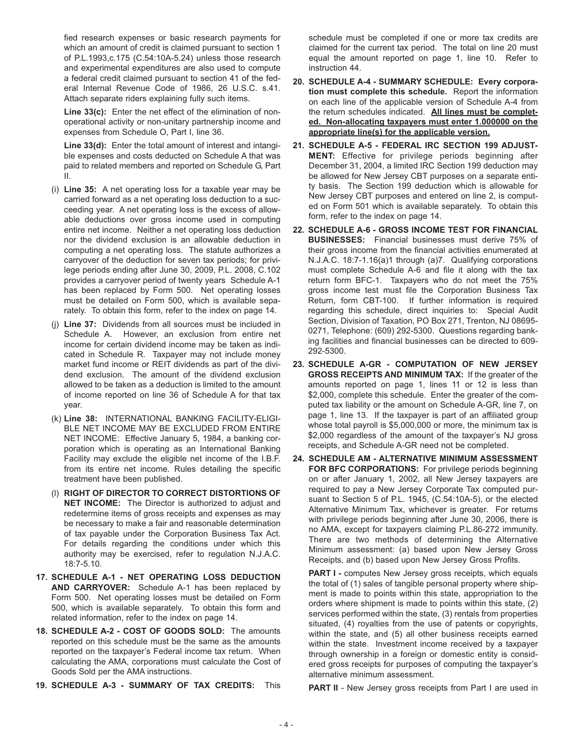fied research expenses or basic research payments for which an amount of credit is claimed pursuant to section 1 of P.L.1993,c.175 (C.54:10A-5.24) unless those research and experimental expenditures are also used to compute a federal credit claimed pursuant to section 41 of the federal Internal Revenue Code of 1986, 26 U.S.C. s.41. Attach separate riders explaining fully such items.

**Line 33(c):** Enter the net effect of the elimination of non-operational activity or non-unitary partnership income and expenses from Schedule O, Part I, line 36.

**Line 33(d):** Enter the total amount of interest and intangible expenses and costs deducted on Schedule A that was paid to related members and reported on Schedule G, Part II.

(i) **Line 35:** A net operating loss for a taxable year may be carried forward as a net operating loss deduction to a succeeding year. A net operating loss is the excess of allowable deductions over gross income used in computing entire net income. Neither a net operating loss deduction nor the dividend exclusion is an allowable deduction in computing a net operating loss. The statute authorizes a carryover of the deduction for seven tax periods; for privilege periods ending after June 30, 2009, P.L. 2008, C.102 provides a carryover period of twenty years Schedule A-1 has been replaced by Form 500. Net operating losses must be detailed on Form 500, which is available separately. To obtain this form, refer to the index on page 14.

(j) **Line 37:** Dividends from all sources must be included in Schedule A. However, an exclusion from entire net income for certain dividend income may be taken as indicated in Schedule R. Taxpayer may not include money market fund income or REIT dividends as part of the dividend exclusion. The amount of the dividend exclusion allowed to be taken as a deduction is limited to the amount of income reported on line 36 of Schedule A for that tax year.

(k) **Line 38:** INTERNATIONAL BANKING FACILITY-ELIGIBLE NET INCOME MAY BE EXCLUDED FROM ENTIRE NET INCOME: Effective January 5, 1984, a banking corporation which is operating as an International Banking Facility may exclude the eligible net income of the I.B.F. from its entire net income. Rules detailing the specific treatment have been published.

(l) **RIGHT OF DIRECTOR TO CORRECT DISTORTIONS OF NET INCOME:** The Director is authorized to adjust and redetermine items of gross receipts and expenses as may be necessary to make a fair and reasonable determination of tax payable under the Corporation Business Tax Act. For details regarding the conditions under which this authority may be exercised, refer to regulation N.J.A.C. 18:7-5.10.

**17. SCHEDULE A-1 - NET OPERATING LOSS DEDUCTION AND CARRYOVER:** Schedule A-1 has been replaced by Form 500. Net operating losses must be detailed on Form 500, which is available separately. To obtain this form and related information, refer to the index on page 14.

**18. SCHEDULE A-2 - COST OF GOODS SOLD:** The amounts reported on this schedule must be the same as the amounts reported on the taxpayer's Federal income tax return. When calculating the AMA, corporations must calculate the Cost of Goods Sold per the AMA instructions.

**19. SCHEDULE A-3 - SUMMARY OF TAX CREDITS:** This schedule must be completed if one or more tax credits are claimed for the current tax period. The total on line 20 must equal the amount reported on page 1, line 10. Refer to instruction 44.

**20. SCHEDULE A-4 - SUMMARY SCHEDULE: Every corporation must complete this schedule.** Report the information on each line of the applicable version of Schedule A-4 from the return schedules indicated. **All lines must be completed. Non-allocating taxpayers must enter 1.000000 on the appropriate line(s) for the applicable version.**

**21. SCHEDULE A-5 - FEDERAL IRC SECTION 199 ADJUSTMENT:** Effective for privilege periods beginning after December 31, 2004, a limited IRC Section 199 deduction may be allowed for New Jersey CBT purposes on a separate entity basis. The Section 199 deduction which is allowable for New Jersey CBT purposes and entered on line 2, is computed on Form 501 which is available separately. To obtain this form, refer to the index on page 14.

**22. SCHEDULE A-6 - GROSS INCOME TEST FOR FINANCIAL BUSINESSES:** Financial businesses must derive 75% of their gross income from the financial activities enumerated at N.J.A.C. 18:7-1.16(a)1 through (a)7. Qualifying corporations must complete Schedule A-6 and file it along with the tax return form BFC-1. Taxpayers who do not meet the 75% gross income test must file the Corporation Business Tax Return, form CBT-100. If further information is required regarding this schedule, direct inquiries to: Special Audit Section, Division of Taxation, PO Box 271, Trenton, NJ 08695-0271, Telephone: (609) 292-5300. Questions regarding banking facilities and financial businesses can be directed to 609-292-5300.

**23. SCHEDULE A-GR - COMPUTATION OF NEW JERSEY GROSS RECEIPTS AND MINIMUM TAX:** If the greater of the amounts reported on page 1, lines 11 or 12 is less than \$2,000, complete this schedule. Enter the greater of the computed tax liability or the amount on Schedule A-GR, line 7, on page 1, line 13. If the taxpayer is part of an affiliated group whose total payroll is \$5,000,000 or more, the minimum tax is \$2,000 regardless of the amount of the taxpayer's NJ gross receipts, and Schedule A-GR need not be completed.

**24. SCHEDULE AM - ALTERNATIVE MINIMUM ASSESSMENT FOR BFC CORPORATIONS:** For privilege periods beginning on or after January 1, 2002, all New Jersey taxpayers are required to pay a New Jersey Corporate Tax computed pursuant to Section 5 of P.L. 1945, (C.54:10A-5), or the elected Alternative Minimum Tax, whichever is greater. For returns with privilege periods beginning after June 30, 2006, there is no AMA, except for taxpayers claiming P.L.86-272 immunity. There are two methods of determining the Alternative Minimum assessment: (a) based upon New Jersey Gross Receipts, and (b) based upon New Jersey Gross Profits.

**PART I -** computes New Jersey gross receipts, which equals the total of (1) sales of tangible personal property where shipment is made to points within this state, appropriation to the orders where shipment is made to points within this state, (2) services performed within the state, (3) rentals from properties situated, (4) royalties from the use of patents or copyrights, within the state, and (5) all other business receipts earned within the state. Investment income received by a taxpayer through ownership in a foreign or domestic entity is considered gross receipts for purposes of computing the taxpayer's alternative minimum assessment.

**PART II** - New Jersey gross receipts from Part I are used in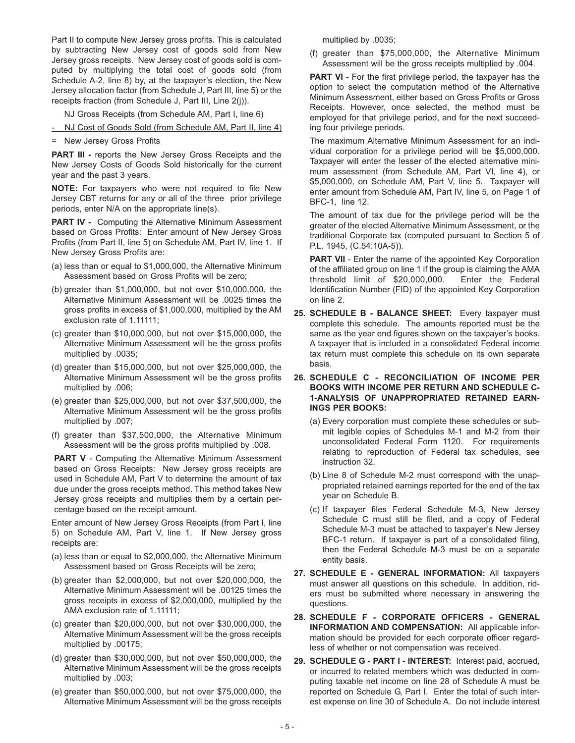Part II to compute New Jersey gross profits. This is calculated by subtracting New Jersey cost of goods sold from New Jersey gross receipts. New Jersey cost of goods sold is computed by multiplying the total cost of goods sold (from Schedule A-2, line 8) by, at the taxpayer's election, the New Jersey allocation factor (from Schedule J, Part III, line 5) or the receipts fraction (from Schedule J, Part III, Line 2(j)).

NJ Gross Receipts (from Schedule AM, Part I, line 6)

\- NJ Cost of Goods Sold (from Schedule AM, Part II, line 4)

= New Jersey Gross Profits

**PART III -** reports the New Jersey Gross Receipts and the New Jersey Costs of Goods Sold historically for the current year and the past 3 years.

**NOTE:** For taxpayers who were not required to file New Jersey CBT returns for any or all of the three prior privilege periods, enter N/A on the appropriate line(s).

**PART IV -** Computing the Alternative Minimum Assessment based on Gross Profits: Enter amount of New Jersey Gross Profits (from Part II, line 5) on Schedule AM, Part IV, line 1. If New Jersey Gross Profits are:

(a) less than or equal to $1,000,000, the Alternative Minimum Assessment based on Gross Profits will be zero;

(b) greater than $1,000,000, but not over $10,000,000, the Alternative Minimum Assessment will be .0025 times the gross profits in excess of $1,000,000, multiplied by the AM exclusion rate of 1.11111;

(c) greater than $10,000,000, but not over $15,000,000, the Alternative Minimum Assessment will be the gross profits multiplied by .0035;

(d) greater than $15,000,000, but not over $25,000,000, the Alternative Minimum Assessment will be the gross profits multiplied by .006;

(e) greater than $25,000,000, but not over $37,500,000, the Alternative Minimum Assessment will be the gross profits multiplied by .007;

(f) greater than $37,500,000, the Alternative Minimum Assessment will be the gross profits multiplied by .008.

**PART V** - Computing the Alternative Minimum Assessment based on Gross Receipts: New Jersey gross receipts are used in Schedule AM, Part V to determine the amount of tax due under the gross receipts method. This method takes New Jersey gross receipts and multiplies them by a certain percentage based on the receipt amount.

Enter amount of New Jersey Gross Receipts (from Part I, line 5) on Schedule AM, Part V, line 1. If New Jersey gross receipts are:

(a) less than or equal to $2,000,000, the Alternative Minimum Assessment based on Gross Receipts will be zero;

(b) greater than $2,000,000, but not over $20,000,000, the Alternative Minimum Assessment will be .00125 times the gross receipts in excess of $2,000,000, multiplied by the AMA exclusion rate of 1.11111;

(c) greater than $20,000,000, but not over $30,000,000, the Alternative Minimum Assessment will be the gross receipts multiplied by .00175;

(d) greater than $30,000,000, but not over $50,000,000, the Alternative Minimum Assessment will be the gross receipts multiplied by .003;

(e) greater than $50,000,000, but not over $75,000,000, the Alternative Minimum Assessment will be the gross receipts multiplied by .0035;

(f) greater than $75,000,000, the Alternative Minimum Assessment will be the gross receipts multiplied by .004.

**PART VI** - For the first privilege period, the taxpayer has the option to select the computation method of the Alternative Minimum Assessment, either based on Gross Profits or Gross Receipts. However, once selected, the method must be employed for that privilege period, and for the next succeeding four privilege periods.

The maximum Alternative Minimum Assessment for an individual corporation for a privilege period will be $5,000,000. Taxpayer will enter the lesser of the elected alternative minimum assessment (from Schedule AM, Part VI, line 4), or $5,000,000, on Schedule AM, Part V, line 5. Taxpayer will enter amount from Schedule AM, Part IV, line 5, on Page 1 of BFC-1, line 12.

The amount of tax due for the privilege period will be the greater of the elected Alternative Minimum Assessment, or the traditional Corporate tax (computed pursuant to Section 5 of P.L. 1945, (C.54:10A-5)).

**PART VII** - Enter the name of the appointed Key Corporation of the affiliated group on line 1 if the group is claiming the AMA threshold limit of $20,000,000. Enter the Federal Identification Number (FID) of the appointed Key Corporation on line 2.

**25. SCHEDULE B - BALANCE SHEET:** Every taxpayer must complete this schedule. The amounts reported must be the same as the year end figures shown on the taxpayer's books. A taxpayer that is included in a consolidated Federal income tax return must complete this schedule on its own separate basis.

**26. SCHEDULE C - RECONCILIATION OF INCOME PER BOOKS WITH INCOME PER RETURN AND SCHEDULE C-1-ANALYSIS OF UNAPPROPRIATED RETAINED EARNINGS PER BOOKS:**

(a) Every corporation must complete these schedules or submit legible copies of Schedules M-1 and M-2 from their unconsolidated Federal Form 1120. For requirements relating to reproduction of Federal tax schedules, see instruction 32.

(b) Line 8 of Schedule M-2 must correspond with the unappropriated retained earnings reported for the end of the tax year on Schedule B.

(c) If taxpayer files Federal Schedule M-3, New Jersey Schedule C must still be filed, and a copy of Federal Schedule M-3 must be attached to taxpayer's New Jersey BFC-1 return. If taxpayer is part of a consolidated filing, then the Federal Schedule M-3 must be on a separate entity basis.

**27. SCHEDULE E - GENERAL INFORMATION:** All taxpayers must answer all questions on this schedule. In addition, riders must be submitted where necessary in answering the questions.

**28. SCHEDULE F - CORPORATE OFFICERS - GENERAL INFORMATION AND COMPENSATION:** All applicable information should be provided for each corporate officer regardless of whether or not compensation was received.

**29. SCHEDULE G - PART I - INTEREST:** Interest paid, accrued, or incurred to related members which was deducted in computing taxable net income on line 28 of Schedule A must be reported on Schedule G, Part I. Enter the total of such interest expense on line 30 of Schedule A. Do not include interest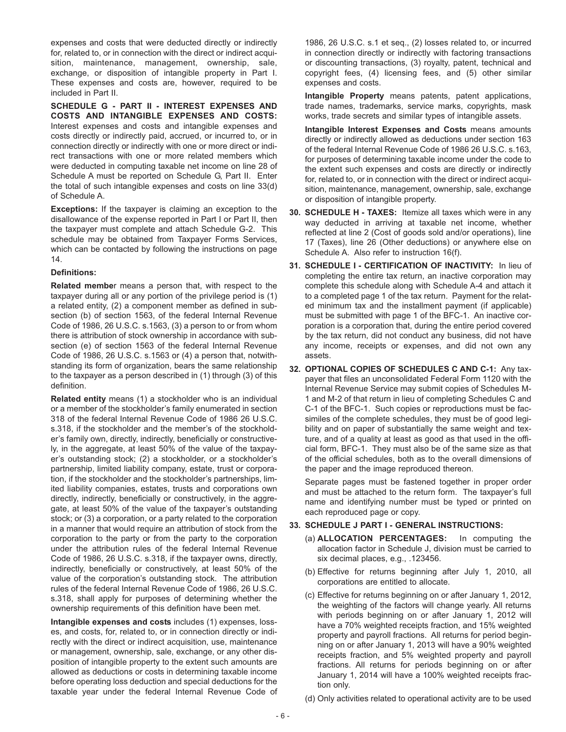expenses and costs that were deducted directly or indirectly for, related to, or in connection with the direct or indirect acquisition, maintenance, management, ownership, sale, exchange, or disposition of intangible property in Part I. These expenses and costs are, however, required to be included in Part II.

**SCHEDULE G - PART II - INTEREST EXPENSES AND COSTS AND INTANGIBLE EXPENSES AND COSTS:** Interest expenses and costs and intangible expenses and costs directly or indirectly paid, accrued, or incurred to, or in connection directly or indirectly with one or more direct or indirect transactions with one or more related members which were deducted in computing taxable net income on line 28 of Schedule A must be reported on Schedule G, Part II. Enter the total of such intangible expenses and costs on line 33(d) of Schedule A.

**Exceptions:** If the taxpayer is claiming an exception to the disallowance of the expense reported in Part I or Part II, then the taxpayer must complete and attach Schedule G-2. This schedule may be obtained from Taxpayer Forms Services, which can be contacted by following the instructions on page 14.

**Definitions:**

**Related member** means a person that, with respect to the taxpayer during all or any portion of the privilege period is (1) a related entity, (2) a component member as defined in subsection (b) of section 1563, of the federal Internal Revenue Code of 1986, 26 U.S.C. s.1563, (3) a person to or from whom there is attribution of stock ownership in accordance with subsection (e) of section 1563 of the federal Internal Revenue Code of 1986, 26 U.S.C. s.1563 or (4) a person that, notwithstanding its form of organization, bears the same relationship to the taxpayer as a person described in (1) through (3) of this definition.

**Related entity** means (1) a stockholder who is an individual or a member of the stockholder's family enumerated in section 318 of the federal Internal Revenue Code of 1986 26 U.S.C. s.318, if the stockholder and the member's of the stockholder's family own, directly, indirectly, beneficially or constructively, in the aggregate, at least 50% of the value of the taxpayer's outstanding stock; (2) a stockholder, or a stockholder's partnership, limited liability company, estate, trust or corporation, if the stockholder and the stockholder's partnerships, limited liability companies, estates, trusts and corporations own directly, indirectly, beneficially or constructively, in the aggregate, at least 50% of the value of the taxpayer's outstanding stock; or (3) a corporation, or a party related to the corporation in a manner that would require an attribution of stock from the corporation to the party or from the party to the corporation under the attribution rules of the federal Internal Revenue Code of 1986, 26 U.S.C. s.318, if the taxpayer owns, directly, indirectly, beneficially or constructively, at least 50% of the value of the corporation's outstanding stock. The attribution rules of the federal Internal Revenue Code of 1986, 26 U.S.C. s.318, shall apply for purposes of determining whether the ownership requirements of this definition have been met.

**Intangible expenses and costs** includes (1) expenses, losses, and costs, for, related to, or in connection directly or indirectly with the direct or indirect acquisition, use, maintenance or management, ownership, sale, exchange, or any other disposition of intangible property to the extent such amounts are allowed as deductions or costs in determining taxable income before operating loss deduction and special deductions for the taxable year under the federal Internal Revenue Code of 1986, 26 U.S.C. s.1 et seq., (2) losses related to, or incurred in connection directly or indirectly with factoring transactions or discounting transactions, (3) royalty, patent, technical and copyright fees, (4) licensing fees, and (5) other similar expenses and costs.

**Intangible Property** means patents, patent applications, trade names, trademarks, service marks, copyrights, mask works, trade secrets and similar types of intangible assets.

**Intangible Interest Expenses and Costs** means amounts directly or indirectly allowed as deductions under section 163 of the federal Internal Revenue Code of 1986 26 U.S.C. s.163, for purposes of determining taxable income under the code to the extent such expenses and costs are directly or indirectly for, related to, or in connection with the direct or indirect acquisition, maintenance, management, ownership, sale, exchange or disposition of intangible property.

**30. SCHEDULE H - TAXES:** Itemize all taxes which were in any way deducted in arriving at taxable net income, whether reflected at line 2 (Cost of goods sold and/or operations), line 17 (Taxes), line 26 (Other deductions) or anywhere else on Schedule A. Also refer to instruction 16(f).

**31. SCHEDULE I - CERTIFICATION OF INACTIVITY:** In lieu of completing the entire tax return, an inactive corporation may complete this schedule along with Schedule A-4 and attach it to a completed page 1 of the tax return. Payment for the related minimum tax and the installment payment (if applicable) must be submitted with page 1 of the BFC-1. An inactive corporation is a corporation that, during the entire period covered by the tax return, did not conduct any business, did not have any income, receipts or expenses, and did not own any assets.

**32. OPTIONAL COPIES OF SCHEDULES C AND C-1:** Any taxpayer that files an unconsolidated Federal Form 1120 with the Internal Revenue Service may submit copies of Schedules M-1 and M-2 of that return in lieu of completing Schedules C and C-1 of the BFC-1. Such copies or reproductions must be facsimiles of the complete schedules, they must be of good legibility and on paper of substantially the same weight and texture, and of a quality at least as good as that used in the official form, BFC-1. They must also be of the same size as that of the official schedules, both as to the overall dimensions of the paper and the image reproduced thereon.

Separate pages must be fastened together in proper order and must be attached to the return form. The taxpayer's full name and identifying number must be typed or printed on each reproduced page or copy.

**33. SCHEDULE J PART I - GENERAL INSTRUCTIONS:**

(a) **ALLOCATION PERCENTAGES:** In computing the allocation factor in Schedule J, division must be carried to six decimal places, e.g., .123456.

(b) Effective for returns beginning after July 1, 2010, all corporations are entitled to allocate.

(c) Effective for returns beginning on or after January 1, 2012, the weighting of the factors will change yearly. All returns with periods beginning on or after January 1, 2012 will have a 70% weighted receipts fraction, and 15% weighted property and payroll fractions. All returns for period beginning on or after January 1, 2013 will have a 90% weighted receipts fraction, and 5% weighted property and payroll fractions. All returns for periods beginning on or after January 1, 2014 will have a 100% weighted receipts fraction only.

(d) Only activities related to operational activity are to be used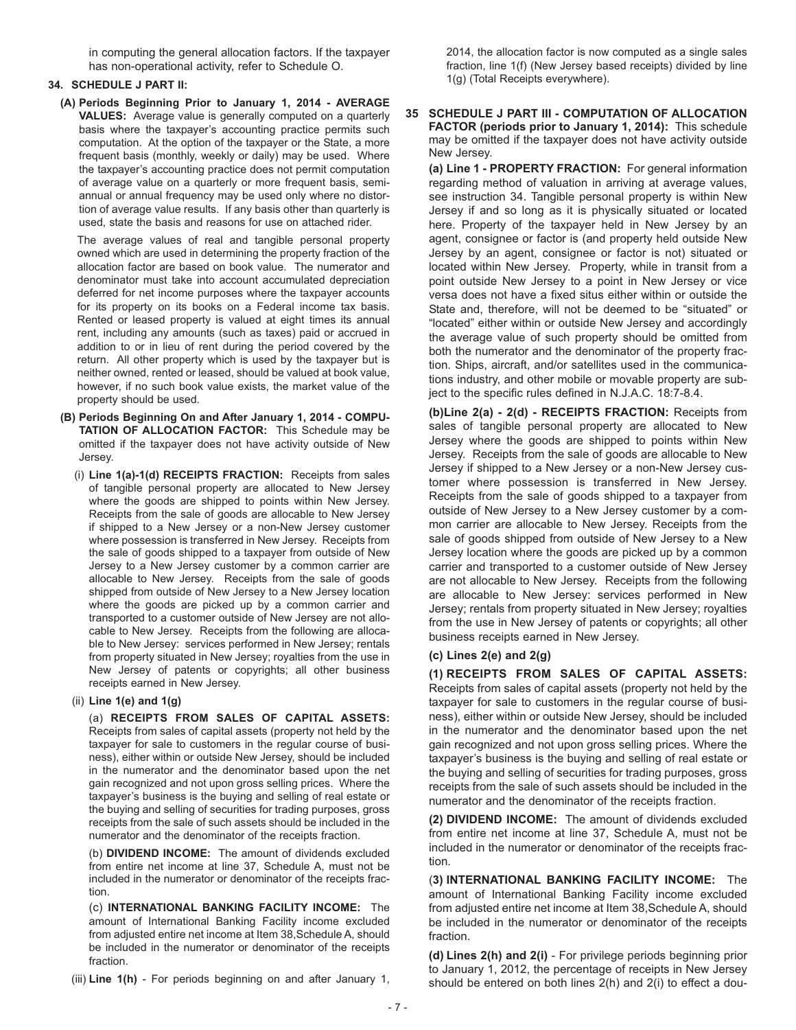in computing the general allocation factors. If the taxpayer has non-operational activity, refer to Schedule O.

**34. SCHEDULE J PART II:**

**(A) Periods Beginning Prior to January 1, 2014 - AVERAGE VALUES:** Average value is generally computed on a quarterly basis where the taxpayer's accounting practice permits such computation. At the option of the taxpayer or the State, a more frequent basis (monthly, weekly or daily) may be used. Where the taxpayer's accounting practice does not permit computation of average value on a quarterly or more frequent basis, semi-annual or annual frequency may be used only where no distortion of average value results. If any basis other than quarterly is used, state the basis and reasons for use on attached rider.

The average values of real and tangible personal property owned which are used in determining the property fraction of the allocation factor are based on book value. The numerator and denominator must take into account accumulated depreciation deferred for net income purposes where the taxpayer accounts for its property on its books on a Federal income tax basis. Rented or leased property is valued at eight times its annual rent, including any amounts (such as taxes) paid or accrued in addition to or in lieu of rent during the period covered by the return. All other property which is used by the taxpayer but is neither owned, rented or leased, should be valued at book value, however, if no such book value exists, the market value of the property should be used.

**(B) Periods Beginning On and After January 1, 2014 - COMPUTATION OF ALLOCATION FACTOR:** This Schedule may be omitted if the taxpayer does not have activity outside of New Jersey.

(i) **Line 1(a)-1(d) RECEIPTS FRACTION:** Receipts from sales of tangible personal property are allocated to New Jersey where the goods are shipped to points within New Jersey. Receipts from the sale of goods are allocable to New Jersey if shipped to a New Jersey or a non-New Jersey customer where possession is transferred in New Jersey. Receipts from the sale of goods shipped to a taxpayer from outside of New Jersey to a New Jersey customer by a common carrier are allocable to New Jersey. Receipts from the sale of goods shipped from outside of New Jersey to a New Jersey location where the goods are picked up by a common carrier and transported to a customer outside of New Jersey are not allocable to New Jersey. Receipts from the following are allocable to New Jersey: services performed in New Jersey; rentals from property situated in New Jersey; royalties from the use in New Jersey of patents or copyrights; all other business receipts earned in New Jersey.

(ii) **Line 1(e) and 1(g)**

(a) **RECEIPTS FROM SALES OF CAPITAL ASSETS:** Receipts from sales of capital assets (property not held by the taxpayer for sale to customers in the regular course of business), either within or outside New Jersey, should be included in the numerator and the denominator based upon the net gain recognized and not upon gross selling prices. Where the taxpayer's business is the buying and selling of real estate or the buying and selling of securities for trading purposes, gross receipts from the sale of such assets should be included in the numerator and the denominator of the receipts fraction.

(b) **DIVIDEND INCOME:** The amount of dividends excluded from entire net income at line 37, Schedule A, must not be included in the numerator or denominator of the receipts fraction.

(c) **INTERNATIONAL BANKING FACILITY INCOME:** The amount of International Banking Facility income excluded from adjusted entire net income at Item 38,Schedule A, should be included in the numerator or denominator of the receipts fraction.

(iii) **Line 1(h)** - For periods beginning on and after January 1, 2014, the allocation factor is now computed as a single sales fraction, line 1(f) (New Jersey based receipts) divided by line 1(g) (Total Receipts everywhere).

**35 SCHEDULE J PART III - COMPUTATION OF ALLOCATION FACTOR (periods prior to January 1, 2014):** This schedule may be omitted if the taxpayer does not have activity outside New Jersey.

**(a) Line 1 - PROPERTY FRACTION:** For general information regarding method of valuation in arriving at average values, see instruction 34. Tangible personal property is within New Jersey if and so long as it is physically situated or located here. Property of the taxpayer held in New Jersey by an agent, consignee or factor is (and property held outside New Jersey by an agent, consignee or factor is not) situated or located within New Jersey. Property, while in transit from a point outside New Jersey to a point in New Jersey or vice versa does not have a fixed situs either within or outside the State and, therefore, will not be deemed to be "situated" or "located" either within or outside New Jersey and accordingly the average value of such property should be omitted from both the numerator and the denominator of the property fraction. Ships, aircraft, and/or satellites used in the communications industry, and other mobile or movable property are subject to the specific rules defined in N.J.A.C. 18:7-8.4.

**(b)Line 2(a) - 2(d) - RECEIPTS FRACTION:** Receipts from sales of tangible personal property are allocated to New Jersey where the goods are shipped to points within New Jersey. Receipts from the sale of goods are allocable to New Jersey if shipped to a New Jersey or a non-New Jersey customer where possession is transferred in New Jersey. Receipts from the sale of goods shipped to a taxpayer from outside of New Jersey to a New Jersey customer by a common carrier are allocable to New Jersey. Receipts from the sale of goods shipped from outside of New Jersey to a New Jersey location where the goods are picked up by a common carrier and transported to a customer outside of New Jersey are not allocable to New Jersey. Receipts from the following are allocable to New Jersey: services performed in New Jersey; rentals from property situated in New Jersey; royalties from the use in New Jersey of patents or copyrights; all other business receipts earned in New Jersey.

**(c) Lines 2(e) and 2(g)**

**(1) RECEIPTS FROM SALES OF CAPITAL ASSETS:** Receipts from sales of capital assets (property not held by the taxpayer for sale to customers in the regular course of business), either within or outside New Jersey, should be included in the numerator and the denominator based upon the net gain recognized and not upon gross selling prices. Where the taxpayer's business is the buying and selling of real estate or the buying and selling of securities for trading purposes, gross receipts from the sale of such assets should be included in the numerator and the denominator of the receipts fraction.

**(2) DIVIDEND INCOME:** The amount of dividends excluded from entire net income at line 37, Schedule A, must not be included in the numerator or denominator of the receipts fraction.

(**3) INTERNATIONAL BANKING FACILITY INCOME:** The amount of International Banking Facility income excluded from adjusted entire net income at Item 38,Schedule A, should be included in the numerator or denominator of the receipts fraction.

**(d) Lines 2(h) and 2(i)** - For privilege periods beginning prior to January 1, 2012, the percentage of receipts in New Jersey should be entered on both lines 2(h) and 2(i) to effect a dou-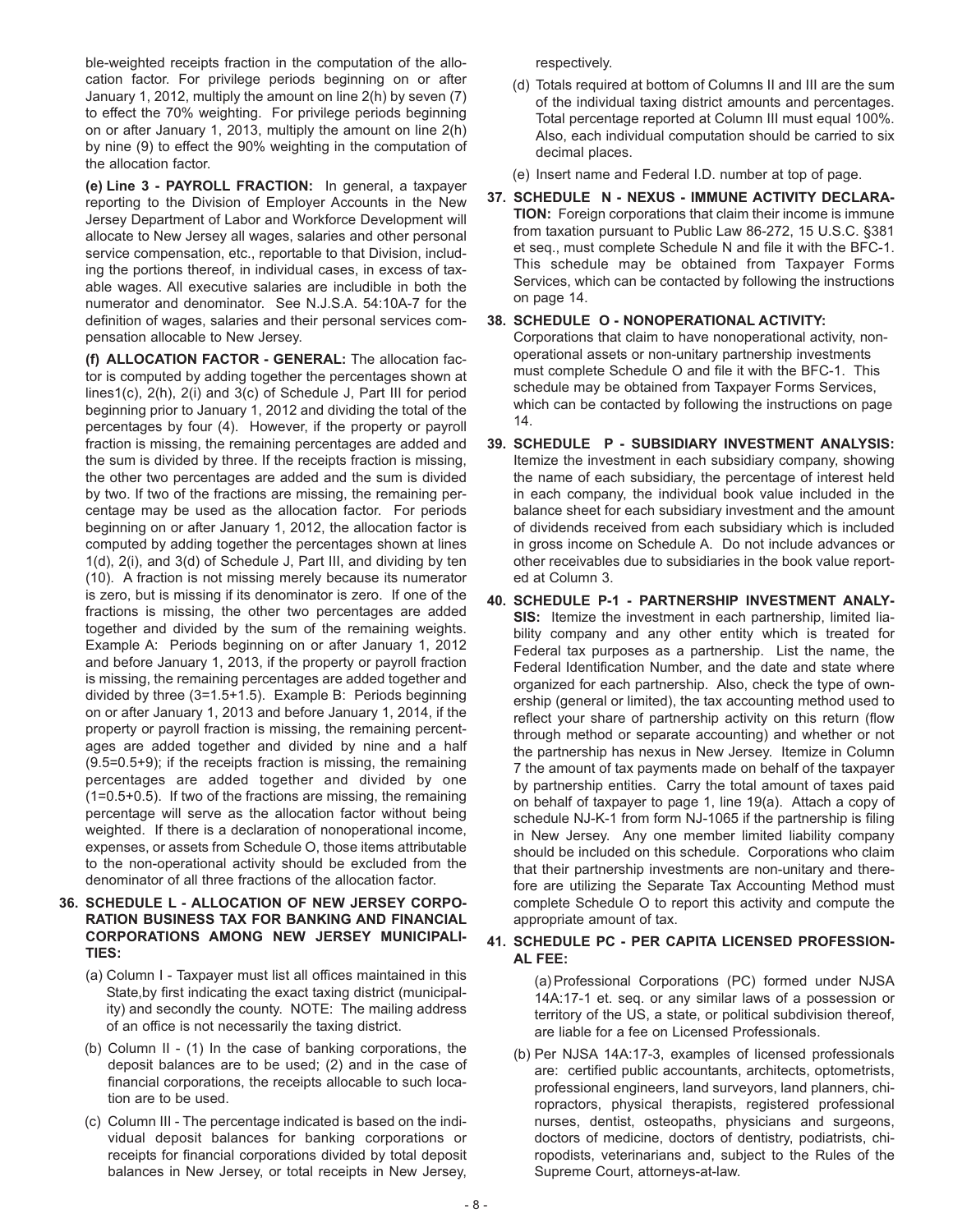ble-weighted receipts fraction in the computation of the allocation factor. For privilege periods beginning on or after January 1, 2012, multiply the amount on line 2(h) by seven (7) to effect the 70% weighting. For privilege periods beginning on or after January 1, 2013, multiply the amount on line 2(h) by nine (9) to effect the 90% weighting in the computation of the allocation factor.

**(e) Line 3 - PAYROLL FRACTION:** In general, a taxpayer reporting to the Division of Employer Accounts in the New Jersey Department of Labor and Workforce Development will allocate to New Jersey all wages, salaries and other personal service compensation, etc., reportable to that Division, including the portions thereof, in individual cases, in excess of taxable wages. All executive salaries are includible in both the numerator and denominator. See N.J.S.A. 54:10A-7 for the definition of wages, salaries and their personal services compensation allocable to New Jersey.

**(f) ALLOCATION FACTOR - GENERAL:** The allocation factor is computed by adding together the percentages shown at lines1(c), 2(h), 2(i) and 3(c) of Schedule J, Part III for period beginning prior to January 1, 2012 and dividing the total of the percentages by four (4). However, if the property or payroll fraction is missing, the remaining percentages are added and the sum is divided by three. If the receipts fraction is missing, the other two percentages are added and the sum is divided by two. If two of the fractions are missing, the remaining percentage may be used as the allocation factor. For periods beginning on or after January 1, 2012, the allocation factor is computed by adding together the percentages shown at lines 1(d), 2(i), and 3(d) of Schedule J, Part III, and dividing by ten (10). A fraction is not missing merely because its numerator is zero, but is missing if its denominator is zero. If one of the fractions is missing, the other two percentages are added together and divided by the sum of the remaining weights. Example A: Periods beginning on or after January 1, 2012 and before January 1, 2013, if the property or payroll fraction is missing, the remaining percentages are added together and divided by three (3=1.5+1.5). Example B: Periods beginning on or after January 1, 2013 and before January 1, 2014, if the property or payroll fraction is missing, the remaining percentages are added together and divided by nine and a half (9.5=0.5+9); if the receipts fraction is missing, the remaining percentages are added together and divided by one (1=0.5+0.5). If two of the fractions are missing, the remaining percentage will serve as the allocation factor without being weighted. If there is a declaration of nonoperational income, expenses, or assets from Schedule O, those items attributable to the non-operational activity should be excluded from the denominator of all three fractions of the allocation factor.

**36. SCHEDULE L - ALLOCATION OF NEW JERSEY CORPORATION BUSINESS TAX FOR BANKING AND FINANCIAL CORPORATIONS AMONG NEW JERSEY MUNICIPALITIES:**

(a) Column I - Taxpayer must list all offices maintained in this State,by first indicating the exact taxing district (municipality) and secondly the county. NOTE: The mailing address of an office is not necessarily the taxing district.

(b) Column II - (1) In the case of banking corporations, the deposit balances are to be used; (2) and in the case of financial corporations, the receipts allocable to such location are to be used.

(c) Column III - The percentage indicated is based on the individual deposit balances for banking corporations or receipts for financial corporations divided by total deposit balances in New Jersey, or total receipts in New Jersey, respectively.

(d) Totals required at bottom of Columns II and III are the sum of the individual taxing district amounts and percentages. Total percentage reported at Column III must equal 100%. Also, each individual computation should be carried to six decimal places.

(e) Insert name and Federal I.D. number at top of page.

**37. SCHEDULE N - NEXUS - IMMUNE ACTIVITY DECLARATION:** Foreign corporations that claim their income is immune from taxation pursuant to Public Law 86-272, 15 U.S.C. §381 et seq., must complete Schedule N and file it with the BFC-1. This schedule may be obtained from Taxpayer Forms Services, which can be contacted by following the instructions on page 14.

**38. SCHEDULE O - NONOPERATIONAL ACTIVITY:** Corporations that claim to have nonoperational activity, nonoperational assets or non-unitary partnership investments must complete Schedule O and file it with the BFC-1. This schedule may be obtained from Taxpayer Forms Services, which can be contacted by following the instructions on page 14.

**39. SCHEDULE P - SUBSIDIARY INVESTMENT ANALYSIS:** Itemize the investment in each subsidiary company, showing the name of each subsidiary, the percentage of interest held in each company, the individual book value included in the balance sheet for each subsidiary investment and the amount of dividends received from each subsidiary which is included in gross income on Schedule A. Do not include advances or other receivables due to subsidiaries in the book value reported at Column 3.

**40. SCHEDULE P-1 - PARTNERSHIP INVESTMENT ANALYSIS:** Itemize the investment in each partnership, limited liability company and any other entity which is treated for Federal tax purposes as a partnership. List the name, the Federal Identification Number, and the date and state where organized for each partnership. Also, check the type of ownership (general or limited), the tax accounting method used to reflect your share of partnership activity on this return (flow through method or separate accounting) and whether or not the partnership has nexus in New Jersey. Itemize in Column 7 the amount of tax payments made on behalf of the taxpayer by partnership entities. Carry the total amount of taxes paid on behalf of taxpayer to page 1, line 19(a). Attach a copy of schedule NJ-K-1 from form NJ-1065 if the partnership is filing in New Jersey. Any one member limited liability company should be included on this schedule. Corporations who claim that their partnership investments are non-unitary and therefore are utilizing the Separate Tax Accounting Method must complete Schedule O to report this activity and compute the appropriate amount of tax.

**41. SCHEDULE PC - PER CAPITA LICENSED PROFESSIONAL FEE:**

(a) Professional Corporations (PC) formed under NJSA 14A:17-1 et. seq. or any similar laws of a possession or territory of the US, a state, or political subdivision thereof, are liable for a fee on Licensed Professionals.

(b) Per NJSA 14A:17-3, examples of licensed professionals are: certified public accountants, architects, optometrists, professional engineers, land surveyors, land planners, chiropractors, physical therapists, registered professional nurses, dentist, osteopaths, physicians and surgeons, doctors of medicine, doctors of dentistry, podiatrists, chiropodists, veterinarians and, subject to the Rules of the Supreme Court, attorneys-at-law.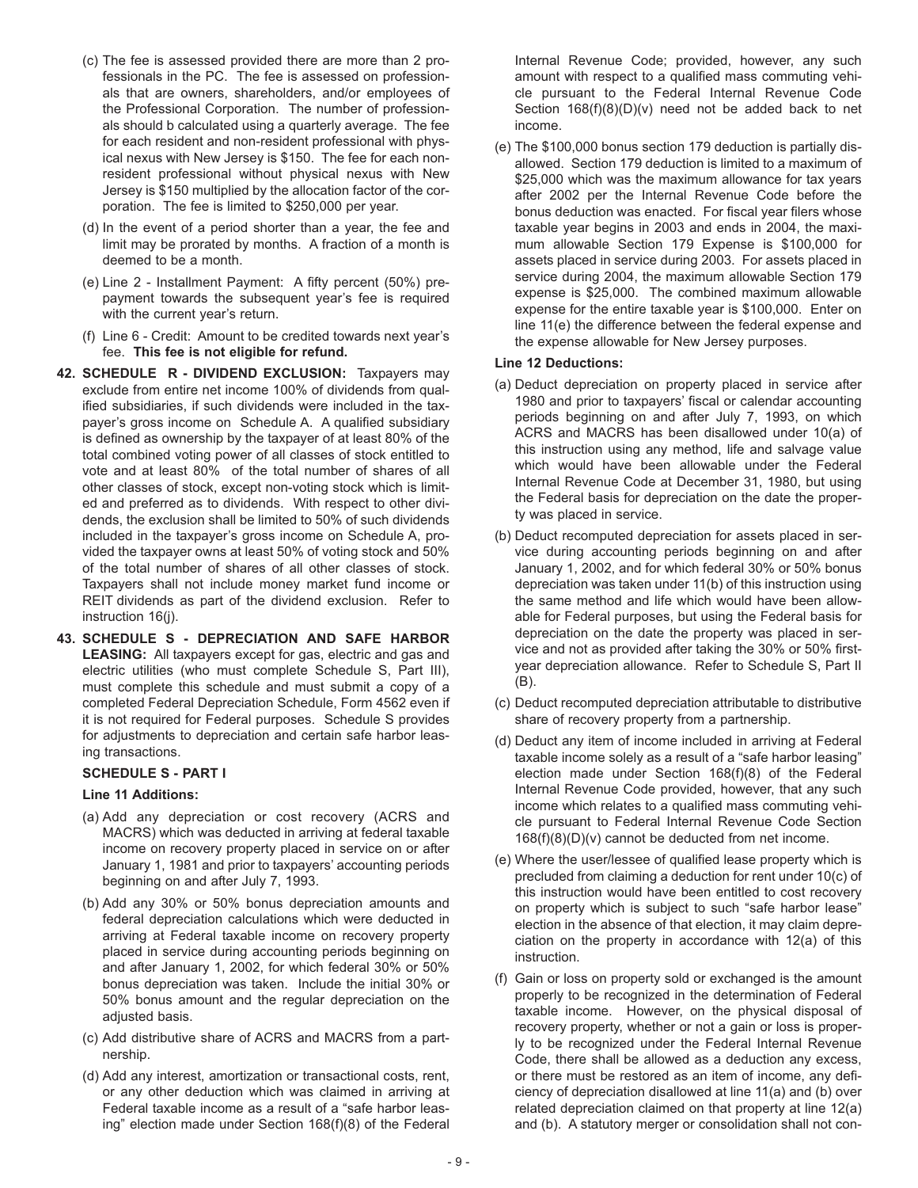(c) The fee is assessed provided there are more than 2 professionals in the PC. The fee is assessed on professionals that are owners, shareholders, and/or employees of the Professional Corporation. The number of professionals should b calculated using a quarterly average. The fee for each resident and non-resident professional with physical nexus with New Jersey is $150. The fee for each non-resident professional without physical nexus with New Jersey is $150 multiplied by the allocation factor of the corporation. The fee is limited to $250,000 per year.

(d) In the event of a period shorter than a year, the fee and limit may be prorated by months. A fraction of a month is deemed to be a month.

(e) Line 2 - Installment Payment: A fifty percent (50%) prepayment towards the subsequent year's fee is required with the current year's return.

(f) Line 6 - Credit: Amount to be credited towards next year's fee. **This fee is not eligible for refund.**

**42. SCHEDULE R - DIVIDEND EXCLUSION:** Taxpayers may exclude from entire net income 100% of dividends from qualified subsidiaries, if such dividends were included in the taxpayer's gross income on Schedule A. A qualified subsidiary is defined as ownership by the taxpayer of at least 80% of the total combined voting power of all classes of stock entitled to vote and at least 80% of the total number of shares of all other classes of stock, except non-voting stock which is limited and preferred as to dividends. With respect to other dividends, the exclusion shall be limited to 50% of such dividends included in the taxpayer's gross income on Schedule A, provided the taxpayer owns at least 50% of voting stock and 50% of the total number of shares of all other classes of stock. Taxpayers shall not include money market fund income or REIT dividends as part of the dividend exclusion. Refer to instruction 16(j).

**43. SCHEDULE S - DEPRECIATION AND SAFE HARBOR LEASING:** All taxpayers except for gas, electric and gas and electric utilities (who must complete Schedule S, Part III), must complete this schedule and must submit a copy of a completed Federal Depreciation Schedule, Form 4562 even if it is not required for Federal purposes. Schedule S provides for adjustments to depreciation and certain safe harbor leasing transactions.

**SCHEDULE S - PART I**

**Line 11 Additions:**

(a) Add any depreciation or cost recovery (ACRS and MACRS) which was deducted in arriving at federal taxable income on recovery property placed in service on or after January 1, 1981 and prior to taxpayers' accounting periods beginning on and after July 7, 1993.

(b) Add any 30% or 50% bonus depreciation amounts and federal depreciation calculations which were deducted in arriving at Federal taxable income on recovery property placed in service during accounting periods beginning on and after January 1, 2002, for which federal 30% or 50% bonus depreciation was taken. Include the initial 30% or 50% bonus amount and the regular depreciation on the adjusted basis.

(c) Add distributive share of ACRS and MACRS from a partnership.

(d) Add any interest, amortization or transactional costs, rent, or any other deduction which was claimed in arriving at Federal taxable income as a result of a "safe harbor leasing" election made under Section 168(f)(8) of the Federal Internal Revenue Code; provided, however, any such amount with respect to a qualified mass commuting vehicle pursuant to the Federal Internal Revenue Code Section 168(f)(8)(D)(v) need not be added back to net income.

(e) The $100,000 bonus section 179 deduction is partially disallowed. Section 179 deduction is limited to a maximum of $25,000 which was the maximum allowance for tax years after 2002 per the Internal Revenue Code before the bonus deduction was enacted. For fiscal year filers whose taxable year begins in 2003 and ends in 2004, the maximum allowable Section 179 Expense is $100,000 for assets placed in service during 2003. For assets placed in service during 2004, the maximum allowable Section 179 expense is $25,000. The combined maximum allowable expense for the entire taxable year is $100,000. Enter on line 11(e) the difference between the federal expense and the expense allowable for New Jersey purposes.

**Line 12 Deductions:**

(a) Deduct depreciation on property placed in service after 1980 and prior to taxpayers' fiscal or calendar accounting periods beginning on and after July 7, 1993, on which ACRS and MACRS has been disallowed under 10(a) of this instruction using any method, life and salvage value which would have been allowable under the Federal Internal Revenue Code at December 31, 1980, but using the Federal basis for depreciation on the date the property was placed in service.

(b) Deduct recomputed depreciation for assets placed in service during accounting periods beginning on and after January 1, 2002, and for which federal 30% or 50% bonus depreciation was taken under 11(b) of this instruction using the same method and life which would have been allowable for Federal purposes, but using the Federal basis for depreciation on the date the property was placed in service and not as provided after taking the 30% or 50% first-year depreciation allowance. Refer to Schedule S, Part II (B).

(c) Deduct recomputed depreciation attributable to distributive share of recovery property from a partnership.

(d) Deduct any item of income included in arriving at Federal taxable income solely as a result of a "safe harbor leasing" election made under Section 168(f)(8) of the Federal Internal Revenue Code provided, however, that any such income which relates to a qualified mass commuting vehicle pursuant to Federal Internal Revenue Code Section 168(f)(8)(D)(v) cannot be deducted from net income.

(e) Where the user/lessee of qualified lease property which is precluded from claiming a deduction for rent under 10(c) of this instruction would have been entitled to cost recovery on property which is subject to such "safe harbor lease" election in the absence of that election, it may claim depreciation on the property in accordance with 12(a) of this instruction.

(f) Gain or loss on property sold or exchanged is the amount properly to be recognized in the determination of Federal taxable income. However, on the physical disposal of recovery property, whether or not a gain or loss is properly to be recognized under the Federal Internal Revenue Code, there shall be allowed as a deduction any excess, or there must be restored as an item of income, any deficiency of depreciation disallowed at line 11(a) and (b) over related depreciation claimed on that property at line 12(a) and (b). A statutory merger or consolidation shall not con-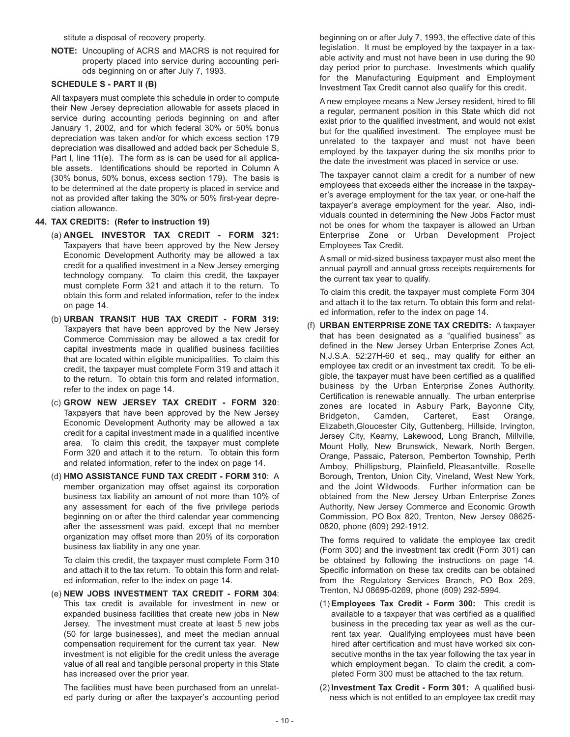stitute a disposal of recovery property.

**NOTE:** Uncoupling of ACRS and MACRS is not required for property placed into service during accounting periods beginning on or after July 7, 1993.

**SCHEDULE S - PART II (B)**

All taxpayers must complete this schedule in order to compute their New Jersey depreciation allowable for assets placed in service during accounting periods beginning on and after January 1, 2002, and for which federal 30% or 50% bonus depreciation was taken and/or for which excess section 179 depreciation was disallowed and added back per Schedule S, Part I, line 11(e). The form as is can be used for all applicable assets. Identifications should be reported in Column A (30% bonus, 50% bonus, excess section 179). The basis is to be determined at the date property is placed in service and not as provided after taking the 30% or 50% first-year depreciation allowance.

**44. TAX CREDITS: (Refer to instruction 19)**

(a) **ANGEL INVESTOR TAX CREDIT - FORM 321:** Taxpayers that have been approved by the New Jersey Economic Development Authority may be allowed a tax credit for a qualified investment in a New Jersey emerging technology company. To claim this credit, the taxpayer must complete Form 321 and attach it to the return. To obtain this form and related information, refer to the index on page 14.

(b) **URBAN TRANSIT HUB TAX CREDIT - FORM 319:** Taxpayers that have been approved by the New Jersey Commerce Commission may be allowed a tax credit for capital investments made in qualified business facilities that are located within eligible municipalities. To claim this credit, the taxpayer must complete Form 319 and attach it to the return. To obtain this form and related information, refer to the index on page 14.

(c) **GROW NEW JERSEY TAX CREDIT - FORM 320**: Taxpayers that have been approved by the New Jersey Economic Development Authority may be allowed a tax credit for a capital investment made in a qualified incentive area. To claim this credit, the taxpayer must complete Form 320 and attach it to the return. To obtain this form and related information, refer to the index on page 14.

(d) **HMO ASSISTANCE FUND TAX CREDIT - FORM 310**: A member organization may offset against its corporation business tax liability an amount of not more than 10% of any assessment for each of the five privilege periods beginning on or after the third calendar year commencing after the assessment was paid, except that no member organization may offset more than 20% of its corporation business tax liability in any one year.

To claim this credit, the taxpayer must complete Form 310 and attach it to the tax return. To obtain this form and related information, refer to the index on page 14.

(e) **NEW JOBS INVESTMENT TAX CREDIT - FORM 304**: This tax credit is available for investment in new or expanded business facilities that create new jobs in New Jersey. The investment must create at least 5 new jobs (50 for large businesses), and meet the median annual compensation requirement for the current tax year. New investment is not eligible for the credit unless the average value of all real and tangible personal property in this State has increased over the prior year.

The facilities must have been purchased from an unrelated party during or after the taxpayer's accounting period beginning on or after July 7, 1993, the effective date of this legislation. It must be employed by the taxpayer in a taxable activity and must not have been in use during the 90 day period prior to purchase. Investments which qualify for the Manufacturing Equipment and Employment Investment Tax Credit cannot also qualify for this credit.

A new employee means a New Jersey resident, hired to fill a regular, permanent position in this State which did not exist prior to the qualified investment, and would not exist but for the qualified investment. The employee must be unrelated to the taxpayer and must not have been employed by the taxpayer during the six months prior to the date the investment was placed in service or use.

The taxpayer cannot claim a credit for a number of new employees that exceeds either the increase in the taxpayer's average employment for the tax year, or one-half the taxpayer's average employment for the year. Also, individuals counted in determining the New Jobs Factor must not be ones for whom the taxpayer is allowed an Urban Enterprise Zone or Urban Development Project Employees Tax Credit.

A small or mid-sized business taxpayer must also meet the annual payroll and annual gross receipts requirements for the current tax year to qualify.

To claim this credit, the taxpayer must complete Form 304 and attach it to the tax return. To obtain this form and related information, refer to the index on page 14.

(f) **URBAN ENTERPRISE ZONE TAX CREDITS:** A taxpayer that has been designated as a "qualified business" as defined in the New Jersey Urban Enterprise Zones Act, N.J.S.A. 52:27H-60 et seq., may qualify for either an employee tax credit or an investment tax credit. To be eligible, the taxpayer must have been certified as a qualified business by the Urban Enterprise Zones Authority. Certification is renewable annually. The urban enterprise zones are located in Asbury Park, Bayonne City, Bridgeton, Camden, Carteret, East Orange, Elizabeth,Gloucester City, Guttenberg, Hillside, Irvington, Jersey City, Kearny, Lakewood, Long Branch, Millville, Mount Holly, New Brunswick, Newark, North Bergen, Orange, Passaic, Paterson, Pemberton Township, Perth Amboy, Phillipsburg, Plainfield, Pleasantville, Roselle Borough, Trenton, Union City, Vineland, West New York, and the Joint Wildwoods. Further information can be obtained from the New Jersey Urban Enterprise Zones Authority, New Jersey Commerce and Economic Growth Commission, PO Box 820, Trenton, New Jersey 08625-0820, phone (609) 292-1912.

The forms required to validate the employee tax credit (Form 300) and the investment tax credit (Form 301) can be obtained by following the instructions on page 14. Specific information on these tax credits can be obtained from the Regulatory Services Branch, PO Box 269, Trenton, NJ 08695-0269, phone (609) 292-5994.

(1) **Employees Tax Credit - Form 300:** This credit is available to a taxpayer that was certified as a qualified business in the preceding tax year as well as the current tax year. Qualifying employees must have been hired after certification and must have worked six consecutive months in the tax year following the tax year in which employment began. To claim the credit, a completed Form 300 must be attached to the tax return.

(2) **Investment Tax Credit - Form 301:** A qualified business which is not entitled to an employee tax credit may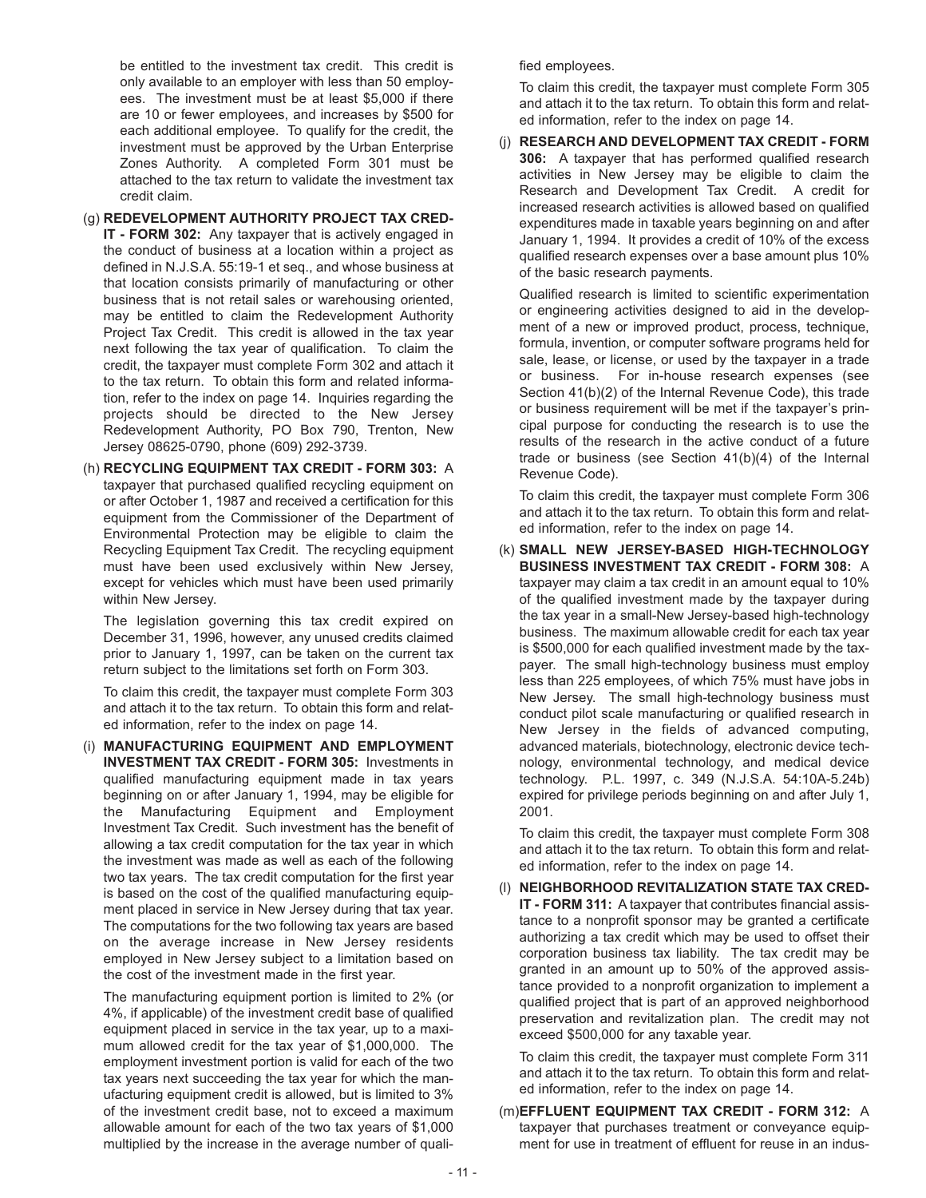be entitled to the investment tax credit. This credit is only available to an employer with less than 50 employees. The investment must be at least $5,000 if there are 10 or fewer employees, and increases by $500 for each additional employee. To qualify for the credit, the investment must be approved by the Urban Enterprise Zones Authority. A completed Form 301 must be attached to the tax return to validate the investment tax credit claim.

(g) **REDEVELOPMENT AUTHORITY PROJECT TAX CREDIT - FORM 302:** Any taxpayer that is actively engaged in the conduct of business at a location within a project as defined in N.J.S.A. 55:19-1 et seq., and whose business at that location consists primarily of manufacturing or other business that is not retail sales or warehousing oriented, may be entitled to claim the Redevelopment Authority Project Tax Credit. This credit is allowed in the tax year next following the tax year of qualification. To claim the credit, the taxpayer must complete Form 302 and attach it to the tax return. To obtain this form and related information, refer to the index on page 14. Inquiries regarding the projects should be directed to the New Jersey Redevelopment Authority, PO Box 790, Trenton, New Jersey 08625-0790, phone (609) 292-3739.

(h) **RECYCLING EQUIPMENT TAX CREDIT - FORM 303:** A taxpayer that purchased qualified recycling equipment on or after October 1, 1987 and received a certification for this equipment from the Commissioner of the Department of Environmental Protection may be eligible to claim the Recycling Equipment Tax Credit. The recycling equipment must have been used exclusively within New Jersey, except for vehicles which must have been used primarily within New Jersey.

The legislation governing this tax credit expired on December 31, 1996, however, any unused credits claimed prior to January 1, 1997, can be taken on the current tax return subject to the limitations set forth on Form 303.

To claim this credit, the taxpayer must complete Form 303 and attach it to the tax return. To obtain this form and related information, refer to the index on page 14.

(i) **MANUFACTURING EQUIPMENT AND EMPLOYMENT INVESTMENT TAX CREDIT - FORM 305:** Investments in qualified manufacturing equipment made in tax years beginning on or after January 1, 1994, may be eligible for the Manufacturing Equipment and Employment Investment Tax Credit. Such investment has the benefit of allowing a tax credit computation for the tax year in which the investment was made as well as each of the following two tax years. The tax credit computation for the first year is based on the cost of the qualified manufacturing equipment placed in service in New Jersey during that tax year. The computations for the two following tax years are based on the average increase in New Jersey residents employed in New Jersey subject to a limitation based on the cost of the investment made in the first year.

The manufacturing equipment portion is limited to 2% (or 4%, if applicable) of the investment credit base of qualified equipment placed in service in the tax year, up to a maximum allowed credit for the tax year of $1,000,000. The employment investment portion is valid for each of the two tax years next succeeding the tax year for which the manufacturing equipment credit is allowed, but is limited to 3% of the investment credit base, not to exceed a maximum allowable amount for each of the two tax years of $1,000 multiplied by the increase in the average number of qualified employees.

To claim this credit, the taxpayer must complete Form 305 and attach it to the tax return. To obtain this form and related information, refer to the index on page 14.

(j) **RESEARCH AND DEVELOPMENT TAX CREDIT - FORM 306:** A taxpayer that has performed qualified research activities in New Jersey may be eligible to claim the Research and Development Tax Credit. A credit for increased research activities is allowed based on qualified expenditures made in taxable years beginning on and after January 1, 1994. It provides a credit of 10% of the excess qualified research expenses over a base amount plus 10% of the basic research payments.

Qualified research is limited to scientific experimentation or engineering activities designed to aid in the development of a new or improved product, process, technique, formula, invention, or computer software programs held for sale, lease, or license, or used by the taxpayer in a trade or business. For in-house research expenses (see Section 41(b)(2) of the Internal Revenue Code), this trade or business requirement will be met if the taxpayer's principal purpose for conducting the research is to use the results of the research in the active conduct of a future trade or business (see Section 41(b)(4) of the Internal Revenue Code).

To claim this credit, the taxpayer must complete Form 306 and attach it to the tax return. To obtain this form and related information, refer to the index on page 14.

(k) **SMALL NEW JERSEY-BASED HIGH-TECHNOLOGY BUSINESS INVESTMENT TAX CREDIT - FORM 308:** A taxpayer may claim a tax credit in an amount equal to 10% of the qualified investment made by the taxpayer during the tax year in a small-New Jersey-based high-technology business. The maximum allowable credit for each tax year is $500,000 for each qualified investment made by the taxpayer. The small high-technology business must employ less than 225 employees, of which 75% must have jobs in New Jersey. The small high-technology business must conduct pilot scale manufacturing or qualified research in New Jersey in the fields of advanced computing, advanced materials, biotechnology, electronic device technology, environmental technology, and medical device technology. P.L. 1997, c. 349 (N.J.S.A. 54:10A-5.24b) expired for privilege periods beginning on and after July 1, 2001.

To claim this credit, the taxpayer must complete Form 308 and attach it to the tax return. To obtain this form and related information, refer to the index on page 14.

(l) **NEIGHBORHOOD REVITALIZATION STATE TAX CREDIT - FORM 311:** A taxpayer that contributes financial assistance to a nonprofit sponsor may be granted a certificate authorizing a tax credit which may be used to offset their corporation business tax liability. The tax credit may be granted in an amount up to 50% of the approved assistance provided to a nonprofit organization to implement a qualified project that is part of an approved neighborhood preservation and revitalization plan. The credit may not exceed $500,000 for any taxable year.

To claim this credit, the taxpayer must complete Form 311 and attach it to the tax return. To obtain this form and related information, refer to the index on page 14.

(m) **EFFLUENT EQUIPMENT TAX CREDIT - FORM 312:** A taxpayer that purchases treatment or conveyance equipment for use in treatment of effluent for reuse in an indus-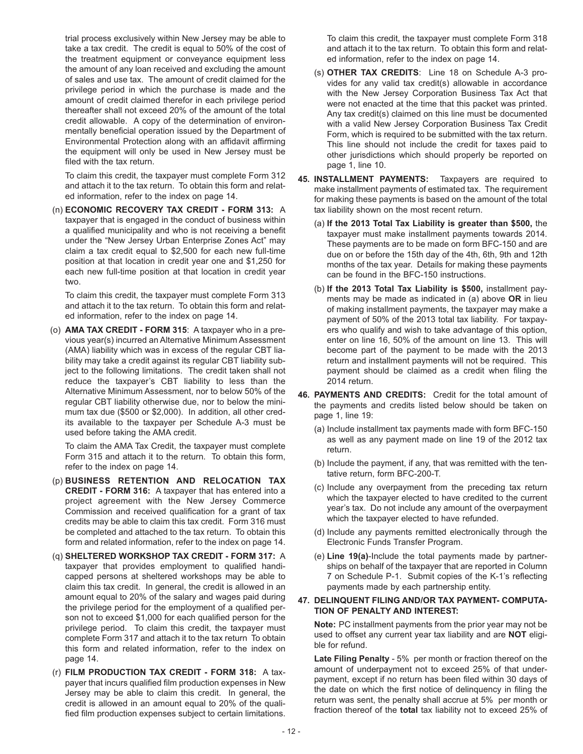trial process exclusively within New Jersey may be able to take a tax credit. The credit is equal to 50% of the cost of the treatment equipment or conveyance equipment less the amount of any loan received and excluding the amount of sales and use tax. The amount of credit claimed for the privilege period in which the purchase is made and the amount of credit claimed therefor in each privilege period thereafter shall not exceed 20% of the amount of the total credit allowable. A copy of the determination of environmentally beneficial operation issued by the Department of Environmental Protection along with an affidavit affirming the equipment will only be used in New Jersey must be filed with the tax return.

To claim this credit, the taxpayer must complete Form 312 and attach it to the tax return. To obtain this form and related information, refer to the index on page 14.

(n) **ECONOMIC RECOVERY TAX CREDIT - FORM 313:** A taxpayer that is engaged in the conduct of business within a qualified municipality and who is not receiving a benefit under the "New Jersey Urban Enterprise Zones Act" may claim a tax credit equal to $2,500 for each new full-time position at that location in credit year one and $1,250 for each new full-time position at that location in credit year two.

To claim this credit, the taxpayer must complete Form 313 and attach it to the tax return. To obtain this form and related information, refer to the index on page 14.

(o) **AMA TAX CREDIT - FORM 315**: A taxpayer who in a previous year(s) incurred an Alternative Minimum Assessment (AMA) liability which was in excess of the regular CBT liability may take a credit against its regular CBT liability subject to the following limitations. The credit taken shall not reduce the taxpayer's CBT liability to less than the Alternative Minimum Assessment, nor to below 50% of the regular CBT liability otherwise due, nor to below the minimum tax due ($500 or $2,000). In addition, all other credits available to the taxpayer per Schedule A-3 must be used before taking the AMA credit.

To claim the AMA Tax Credit, the taxpayer must complete Form 315 and attach it to the return. To obtain this form, refer to the index on page 14.

(p) **BUSINESS RETENTION AND RELOCATION TAX CREDIT - FORM 316:** A taxpayer that has entered into a project agreement with the New Jersey Commerce Commission and received qualification for a grant of tax credits may be able to claim this tax credit. Form 316 must be completed and attached to the tax return. To obtain this form and related information, refer to the index on page 14.

(q) **SHELTERED WORKSHOP TAX CREDIT - FORM 317:** A taxpayer that provides employment to qualified handicapped persons at sheltered workshops may be able to claim this tax credit. In general, the credit is allowed in an amount equal to 20% of the salary and wages paid during the privilege period for the employment of a qualified person not to exceed $1,000 for each qualified person for the privilege period. To claim this credit, the taxpayer must complete Form 317 and attach it to the tax return To obtain this form and related information, refer to the index on page 14.

(r) **FILM PRODUCTION TAX CREDIT - FORM 318:** A taxpayer that incurs qualified film production expenses in New Jersey may be able to claim this tax credit. In general, the credit is allowed in an amount equal to 20% of the qualified film production expenses subject to certain limitations. To claim this credit, the taxpayer must complete Form 318 and attach it to the tax return. To obtain this form and related information, refer to the index on page 14.

(s) **OTHER TAX CREDITS**: Line 18 on Schedule A-3 provides for any valid tax credit(s) allowable in accordance with the New Jersey Corporation Business Tax Act that were not enacted at the time that this packet was printed. Any tax credit(s) claimed on this line must be documented with a valid New Jersey Corporation Business Tax Credit Form, which is required to be submitted with the tax return. This line should not include the credit for taxes paid to other jurisdictions which should properly be reported on page 1, line 10.

**45. INSTALLMENT PAYMENTS:** Taxpayers are required to make installment payments of estimated tax. The requirement for making these payments is based on the amount of the total tax liability shown on the most recent return.

(a) **If the 2013 Total Tax Liability is greater than $500,** the taxpayer must make installment payments towards 2014. These payments are to be made on form BFC-150 and are due on or before the 15th day of the 4th, 6th, 9th and 12th months of the tax year. Details for making these payments can be found in the BFC-150 instructions.

(b) **If the 2013 Total Tax Liability is $500,** installment payments may be made as indicated in (a) above **OR** in lieu of making installment payments, the taxpayer may make a payment of 50% of the 2013 total tax liability. For taxpayers who qualify and wish to take advantage of this option, enter on line 16, 50% of the amount on line 13. This will become part of the payment to be made with the 2013 return and installment payments will not be required. This payment should be claimed as a credit when filing the 2014 return.

**46. PAYMENTS AND CREDITS:** Credit for the total amount of the payments and credits listed below should be taken on page 1, line 19:

(a) Include installment tax payments made with form BFC-150 as well as any payment made on line 19 of the 2012 tax return.

(b) Include the payment, if any, that was remitted with the tentative return, form BFC-200-T.

(c) Include any overpayment from the preceding tax return which the taxpayer elected to have credited to the current year's tax. Do not include any amount of the overpayment which the taxpayer elected to have refunded.

(d) Include any payments remitted electronically through the Electronic Funds Transfer Program.

(e) **Line 19(a)**-Include the total payments made by partnerships on behalf of the taxpayer that are reported in Column 7 on Schedule P-1. Submit copies of the K-1's reflecting payments made by each partnership entity.

**47. DELINQUENT FILING AND/OR TAX PAYMENT- COMPUTATION OF PENALTY AND INTEREST:**

**Note:** PC installment payments from the prior year may not be used to offset any current year tax liability and are **NOT** eligible for refund.

**Late Filing Penalty** - 5% per month or fraction thereof on the amount of underpayment not to exceed 25% of that underpayment, except if no return has been filed within 30 days of the date on which the first notice of delinquency in filing the return was sent, the penalty shall accrue at 5% per month or fraction thereof of the **total** tax liability not to exceed 25% of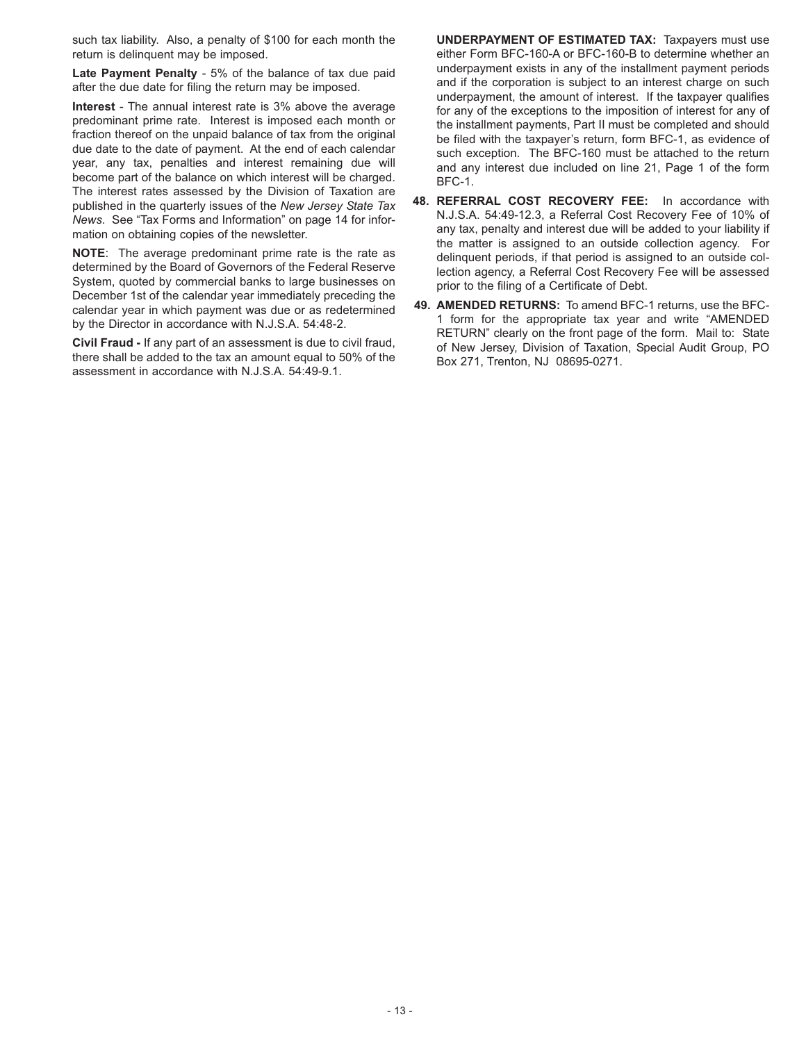such tax liability. Also, a penalty of $100 for each month the return is delinquent may be imposed.

**Late Payment Penalty** - 5% of the balance of tax due paid after the due date for filing the return may be imposed.

**Interest** - The annual interest rate is 3% above the average predominant prime rate. Interest is imposed each month or fraction thereof on the unpaid balance of tax from the original due date to the date of payment. At the end of each calendar year, any tax, penalties and interest remaining due will become part of the balance on which interest will be charged. The interest rates assessed by the Division of Taxation are published in the quarterly issues of the *New Jersey State Tax News*. See "Tax Forms and Information" on page 14 for information on obtaining copies of the newsletter.

**NOTE**: The average predominant prime rate is the rate as determined by the Board of Governors of the Federal Reserve System, quoted by commercial banks to large businesses on December 1st of the calendar year immediately preceding the calendar year in which payment was due or as redetermined by the Director in accordance with N.J.S.A. 54:48-2.

**Civil Fraud -** If any part of an assessment is due to civil fraud, there shall be added to the tax an amount equal to 50% of the assessment in accordance with N.J.S.A. 54:49-9.1.

**UNDERPAYMENT OF ESTIMATED TAX:** Taxpayers must use either Form BFC-160-A or BFC-160-B to determine whether an underpayment exists in any of the installment payment periods and if the corporation is subject to an interest charge on such underpayment, the amount of interest. If the taxpayer qualifies for any of the exceptions to the imposition of interest for any of the installment payments, Part II must be completed and should be filed with the taxpayer's return, form BFC-1, as evidence of such exception. The BFC-160 must be attached to the return and any interest due included on line 21, Page 1 of the form BFC-1.

48. **REFERRAL COST RECOVERY FEE:** In accordance with N.J.S.A. 54:49-12.3, a Referral Cost Recovery Fee of 10% of any tax, penalty and interest due will be added to your liability if the matter is assigned to an outside collection agency. For delinquent periods, if that period is assigned to an outside collection agency, a Referral Cost Recovery Fee will be assessed prior to the filing of a Certificate of Debt.

49. **AMENDED RETURNS:** To amend BFC-1 returns, use the BFC-1 form for the appropriate tax year and write "AMENDED RETURN" clearly on the front page of the form. Mail to: State of New Jersey, Division of Taxation, Special Audit Group, PO Box 271, Trenton, NJ 08695-0271.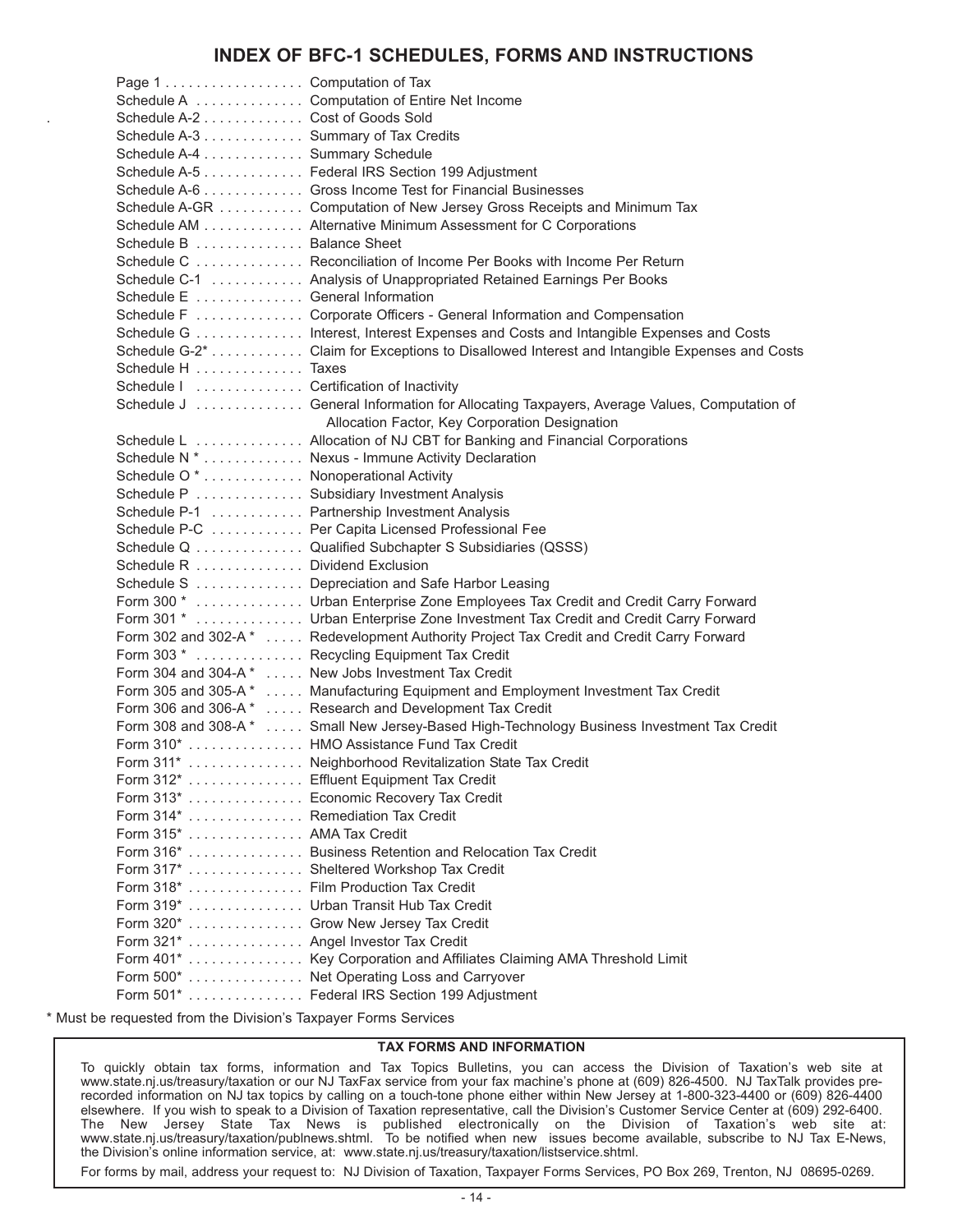# INDEX OF BFC-1 SCHEDULES, FORMS AND INSTRUCTIONS

| | |
|---|---|
| Page 1 | Computation of Tax |
| Schedule A | Computation of Entire Net Income |
| Schedule A-2 | Cost of Goods Sold |
| Schedule A-3 | Summary of Tax Credits |
| Schedule A-4 | Summary Schedule |
| Schedule A-5 | Federal IRS Section 199 Adjustment |
| Schedule A-6 | Gross Income Test for Financial Businesses |
| Schedule A-GR | Computation of New Jersey Gross Receipts and Minimum Tax |
| Schedule AM | Alternative Minimum Assessment for C Corporations |
| Schedule B | Balance Sheet |
| Schedule C | Reconciliation of Income Per Books with Income Per Return |
| Schedule C-1 | Analysis of Unappropriated Retained Earnings Per Books |
| Schedule E | General Information |
| Schedule F | Corporate Officers - General Information and Compensation |
| Schedule G | Interest, Interest Expenses and Costs and Intangible Expenses and Costs |
| Schedule G-2* | Claim for Exceptions to Disallowed Interest and Intangible Expenses and Costs |
| Schedule H | Taxes |
| Schedule I | Certification of Inactivity |
| Schedule J | General Information for Allocating Taxpayers, Average Values, Computation of Allocation Factor, Key Corporation Designation |
| Schedule L | Allocation of NJ CBT for Banking and Financial Corporations |
| Schedule N * | Nexus - Immune Activity Declaration |
| Schedule O * | Nonoperational Activity |
| Schedule P | Subsidiary Investment Analysis |
| Schedule P-1 | Partnership Investment Analysis |
| Schedule P-C | Per Capita Licensed Professional Fee |
| Schedule Q | Qualified Subchapter S Subsidiaries (QSSS) |
| Schedule R | Dividend Exclusion |
| Schedule S | Depreciation and Safe Harbor Leasing |
| Form 300 * | Urban Enterprise Zone Employees Tax Credit and Credit Carry Forward |
| Form 301 * | Urban Enterprise Zone Investment Tax Credit and Credit Carry Forward |
| Form 302 and 302-A * | Redevelopment Authority Project Tax Credit and Credit Carry Forward |
| Form 303 * | Recycling Equipment Tax Credit |
| Form 304 and 304-A * | New Jobs Investment Tax Credit |
| Form 305 and 305-A * | Manufacturing Equipment and Employment Investment Tax Credit |
| Form 306 and 306-A * | Research and Development Tax Credit |
| Form 308 and 308-A * | Small New Jersey-Based High-Technology Business Investment Tax Credit |
| Form 310* | HMO Assistance Fund Tax Credit |
| Form 311* | Neighborhood Revitalization State Tax Credit |
| Form 312* | Effluent Equipment Tax Credit |
| Form 313* | Economic Recovery Tax Credit |
| Form 314* | Remediation Tax Credit |
| Form 315* | AMA Tax Credit |
| Form 316* | Business Retention and Relocation Tax Credit |
| Form 317* | Sheltered Workshop Tax Credit |
| Form 318* | Film Production Tax Credit |
| Form 319* | Urban Transit Hub Tax Credit |
| Form 320* | Grow New Jersey Tax Credit |
| Form 321* | Angel Investor Tax Credit |
| Form 401* | Key Corporation and Affiliates Claiming AMA Threshold Limit |
| Form 500* | Net Operating Loss and Carryover |
| Form 501* | Federal IRS Section 199 Adjustment |

* Must be requested from the Division's Taxpayer Forms Services

**TAX FORMS AND INFORMATION**

To quickly obtain tax forms, information and Tax Topics Bulletins, you can access the Division of Taxation's web site at www.state.nj.us/treasury/taxation or our NJ TaxFax service from your fax machine's phone at (609) 826-4500. NJ TaxTalk provides pre-recorded information on NJ tax topics by calling on a touch-tone phone either within New Jersey at 1-800-323-4400 or (609) 826-4400 elsewhere. If you wish to speak to a Division of Taxation representative, call the Division's Customer Service Center at (609) 292-6400. The New Jersey State Tax News is published electronically on the Division of Taxation's web site at: www.state.nj.us/treasury/taxation/publnews.shtml. To be notified when new issues become available, subscribe to NJ Tax E-News, the Division's online information service, at: www.state.nj.us/treasury/taxation/listservice.shtml.

For forms by mail, address your request to: NJ Division of Taxation, Taxpayer Forms Services, PO Box 269, Trenton, NJ 08695-0269.